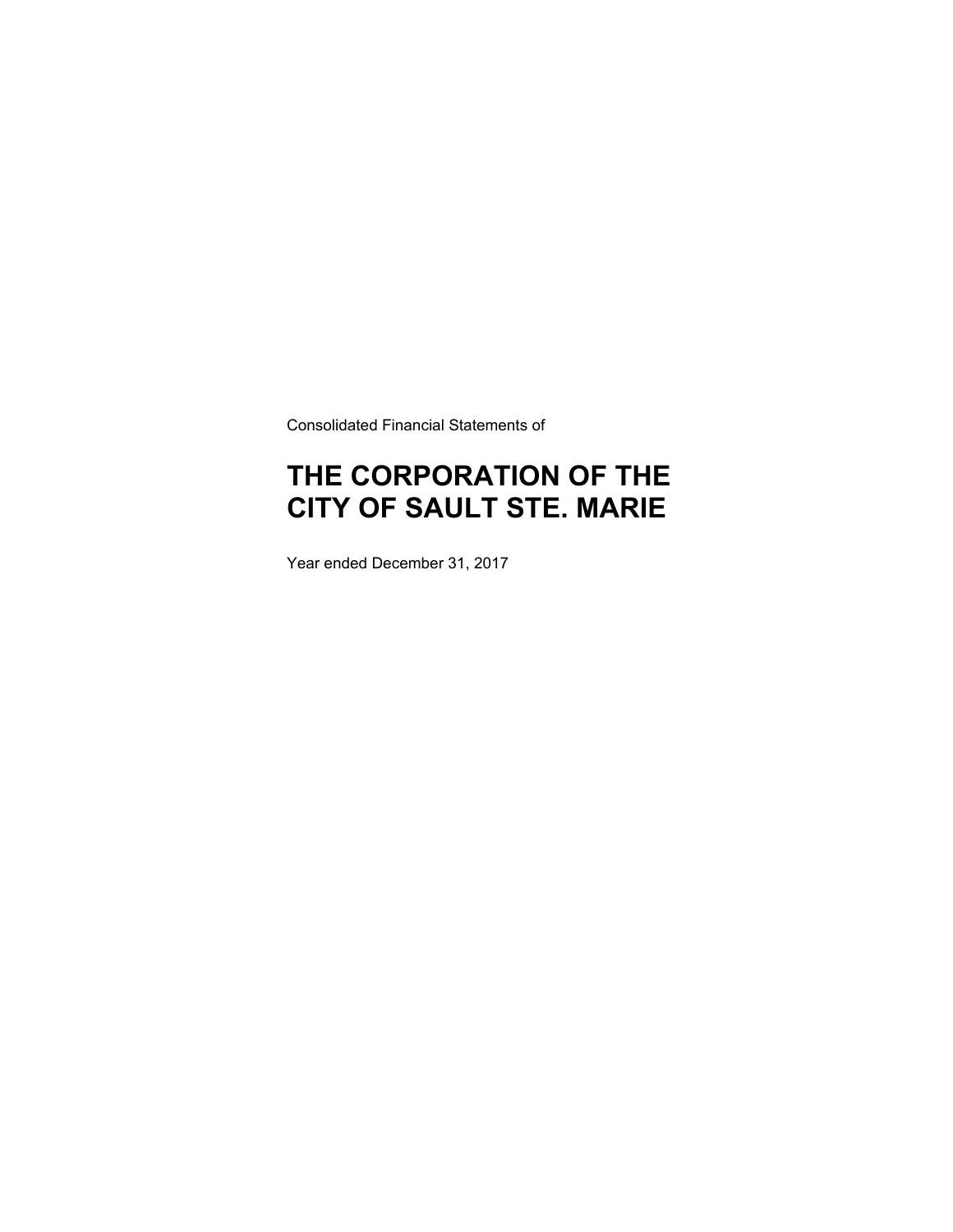Consolidated Financial Statements of

# THE CORPORATION OF THE CITY OF SAULT STE. MARIE

Year ended December 31, 2017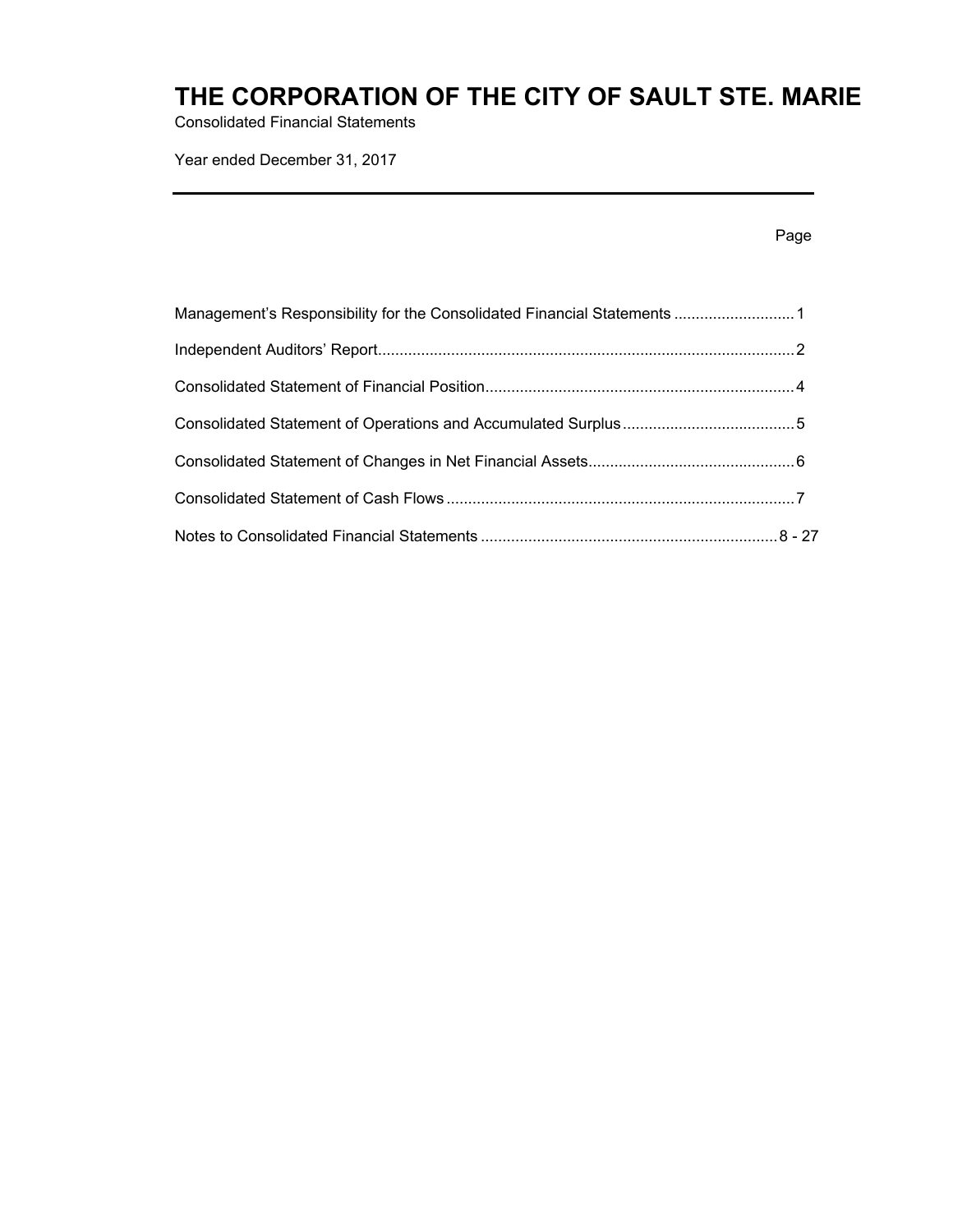# THE CORPORATION OF THE CITY OF SAULT STE. MARIE

Consolidated Financial Statements

Year ended December 31, 2017

| | Page |
|---|---|
| Management's Responsibility for the Consolidated Financial Statements | 1 |
| Independent Auditors' Report | 2 |
| Consolidated Statement of Financial Position | 4 |
| Consolidated Statement of Operations and Accumulated Surplus | 5 |
| Consolidated Statement of Changes in Net Financial Assets | 6 |
| Consolidated Statement of Cash Flows | 7 |
| Notes to Consolidated Financial Statements | 8 - 27 |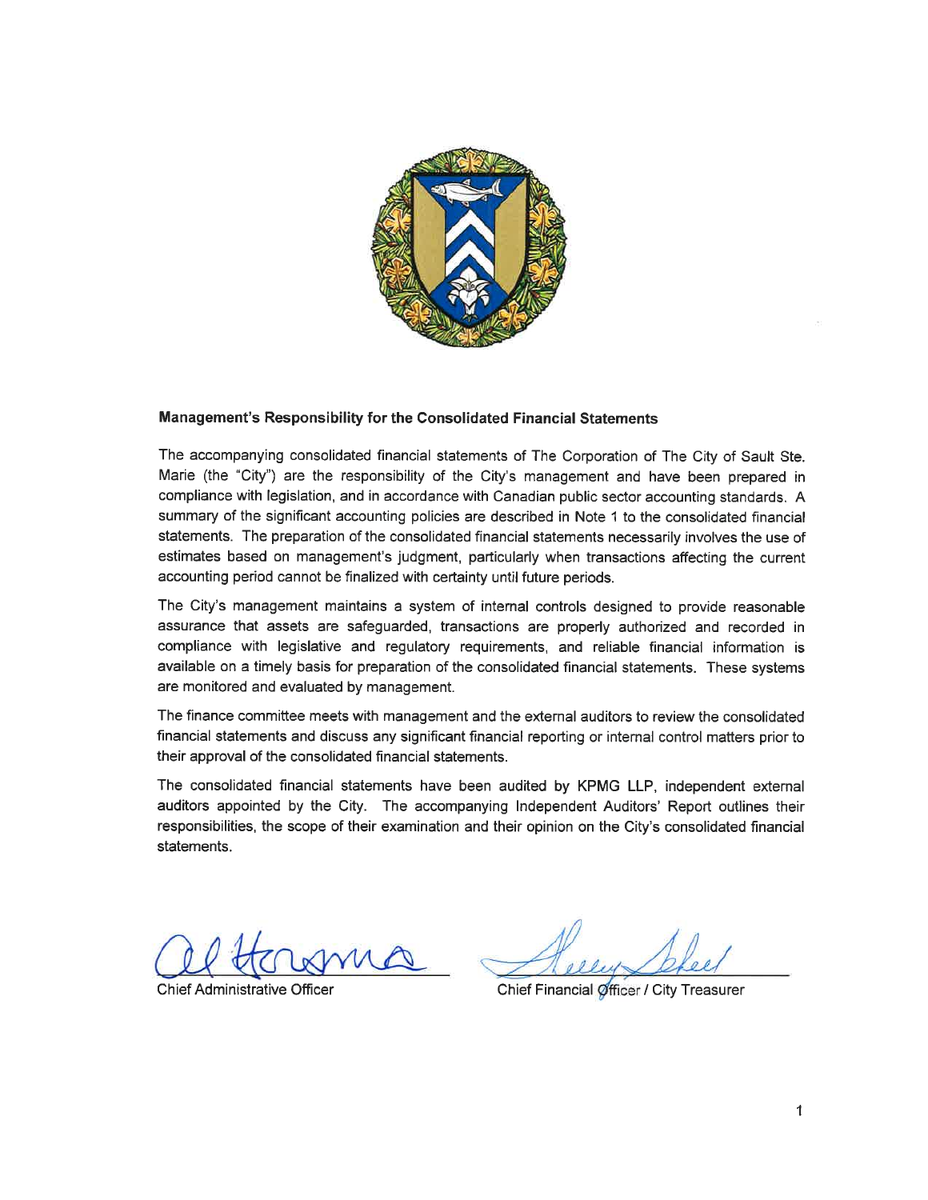**Management's Responsibility for the Consolidated Financial Statements**

The accompanying consolidated financial statements of The Corporation of The City of Sault Ste. Marie (the "City") are the responsibility of the City's management and have been prepared in compliance with legislation, and in accordance with Canadian public sector accounting standards. A summary of the significant accounting policies are described in Note 1 to the consolidated financial statements. The preparation of the consolidated financial statements necessarily involves the use of estimates based on management's judgment, particularly when transactions affecting the current accounting period cannot be finalized with certainty until future periods.

The City's management maintains a system of internal controls designed to provide reasonable assurance that assets are safeguarded, transactions are properly authorized and recorded in compliance with legislative and regulatory requirements, and reliable financial information is available on a timely basis for preparation of the consolidated financial statements. These systems are monitored and evaluated by management.

The finance committee meets with management and the external auditors to review the consolidated financial statements and discuss any significant financial reporting or internal control matters prior to their approval of the consolidated financial statements.

The consolidated financial statements have been audited by KPMG LLP, independent external auditors appointed by the City. The accompanying Independent Auditors' Report outlines their responsibilities, the scope of their examination and their opinion on the City's consolidated financial statements.

Chief Administrative Officer

Chief Financial Officer / City Treasurer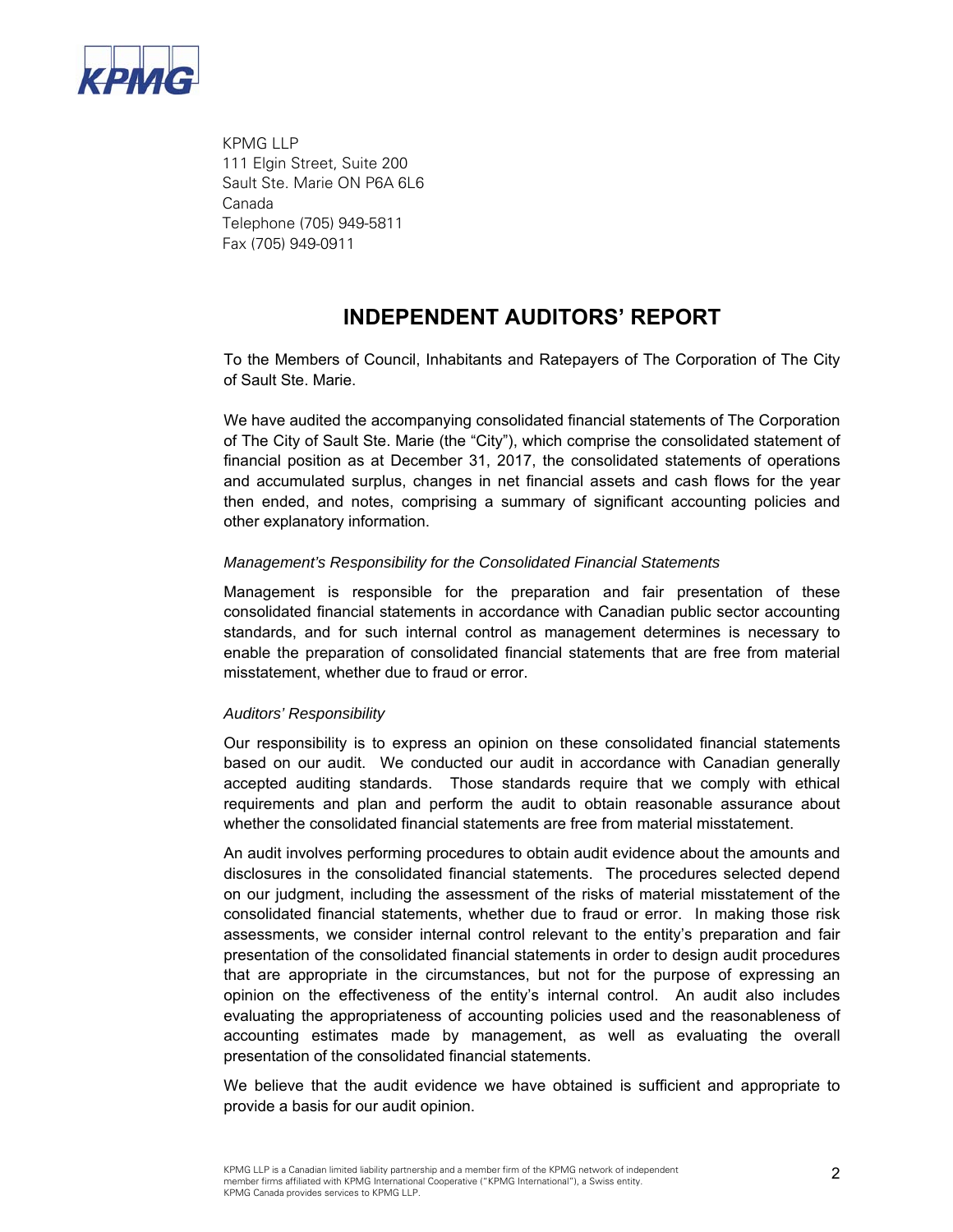KPMG LLP
111 Elgin Street, Suite 200
Sault Ste. Marie ON P6A 6L6
Canada
Telephone (705) 949-5811
Fax (705) 949-0911

# INDEPENDENT AUDITORS' REPORT

To the Members of Council, Inhabitants and Ratepayers of The Corporation of The City of Sault Ste. Marie.

We have audited the accompanying consolidated financial statements of The Corporation of The City of Sault Ste. Marie (the "City"), which comprise the consolidated statement of financial position as at December 31, 2017, the consolidated statements of operations and accumulated surplus, changes in net financial assets and cash flows for the year then ended, and notes, comprising a summary of significant accounting policies and other explanatory information.

*Management's Responsibility for the Consolidated Financial Statements*

Management is responsible for the preparation and fair presentation of these consolidated financial statements in accordance with Canadian public sector accounting standards, and for such internal control as management determines is necessary to enable the preparation of consolidated financial statements that are free from material misstatement, whether due to fraud or error.

*Auditors' Responsibility*

Our responsibility is to express an opinion on these consolidated financial statements based on our audit. We conducted our audit in accordance with Canadian generally accepted auditing standards. Those standards require that we comply with ethical requirements and plan and perform the audit to obtain reasonable assurance about whether the consolidated financial statements are free from material misstatement.

An audit involves performing procedures to obtain audit evidence about the amounts and disclosures in the consolidated financial statements. The procedures selected depend on our judgment, including the assessment of the risks of material misstatement of the consolidated financial statements, whether due to fraud or error. In making those risk assessments, we consider internal control relevant to the entity's preparation and fair presentation of the consolidated financial statements in order to design audit procedures that are appropriate in the circumstances, but not for the purpose of expressing an opinion on the effectiveness of the entity's internal control. An audit also includes evaluating the appropriateness of accounting policies used and the reasonableness of accounting estimates made by management, as well as evaluating the overall presentation of the consolidated financial statements.

We believe that the audit evidence we have obtained is sufficient and appropriate to provide a basis for our audit opinion.

KPMG LLP is a Canadian limited liability partnership and a member firm of the KPMG network of independent member firms affiliated with KPMG International Cooperative ("KPMG International"), a Swiss entity. KPMG Canada provides services to KPMG LLP.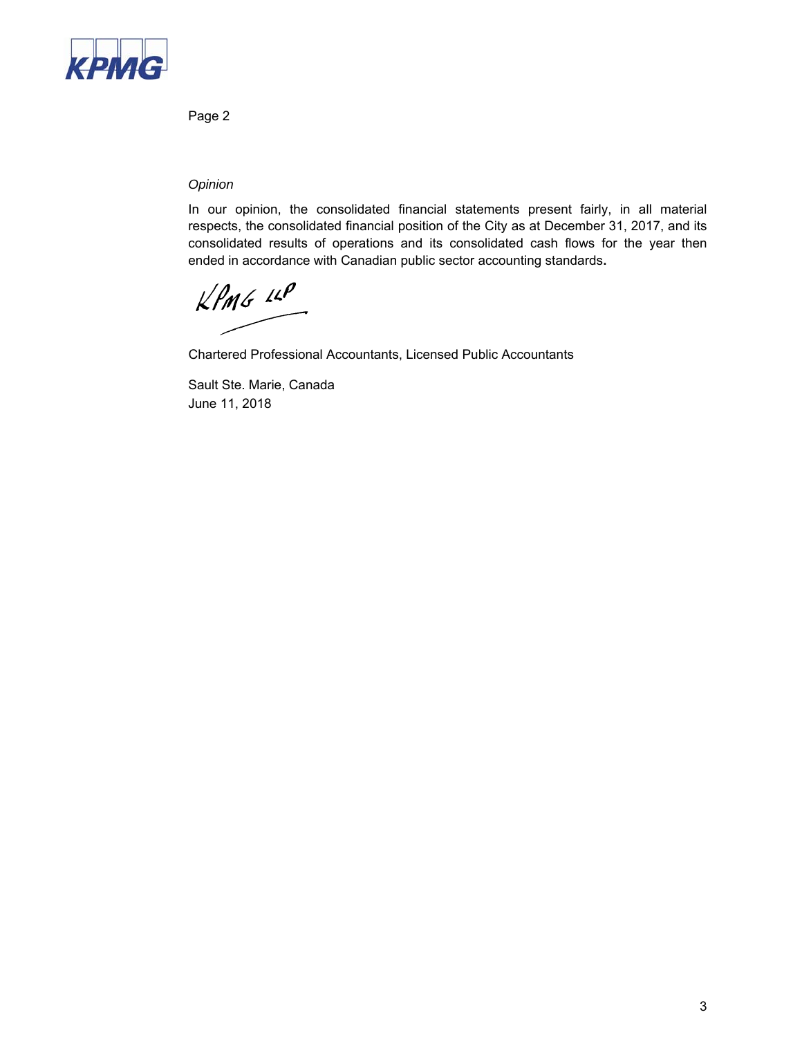Page 2

*Opinion*

In our opinion, the consolidated financial statements present fairly, in all material respects, the consolidated financial position of the City as at December 31, 2017, and its consolidated results of operations and its consolidated cash flows for the year then ended in accordance with Canadian public sector accounting standards.

KPMG LLP

Chartered Professional Accountants, Licensed Public Accountants

Sault Ste. Marie, Canada
June 11, 2018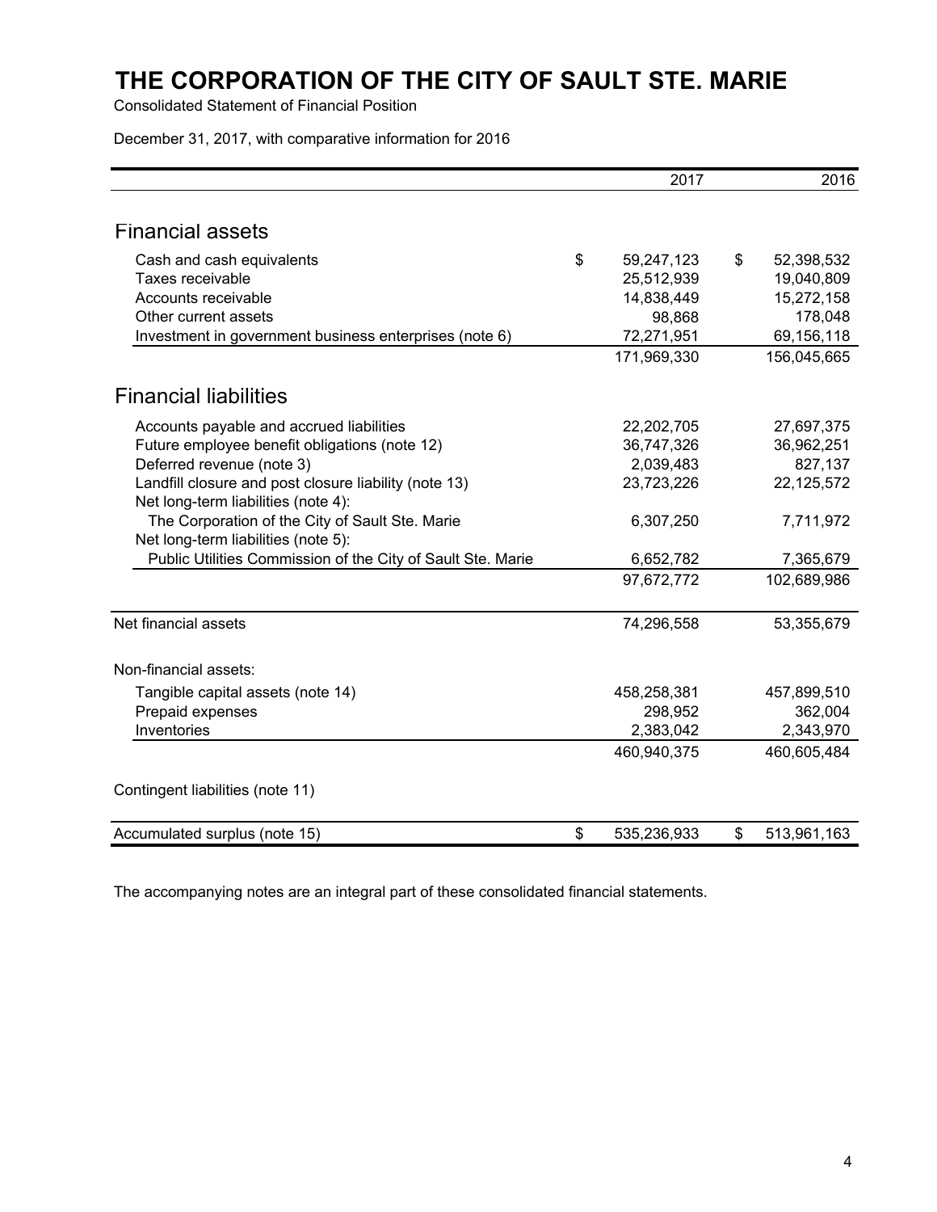# THE CORPORATION OF THE CITY OF SAULT STE. MARIE

Consolidated Statement of Financial Position

December 31, 2017, with comparative information for 2016

| | 2017 | 2016 |
|---|---|---|
| **Financial assets** | | |
| Cash and cash equivalents | $ 59,247,123 | $ 52,398,532 |
| Taxes receivable | 25,512,939 | 19,040,809 |
| Accounts receivable | 14,838,449 | 15,272,158 |
| Other current assets | 98,868 | 178,048 |
| Investment in government business enterprises (note 6) | 72,271,951 | 69,156,118 |
| | 171,969,330 | 156,045,665 |
| **Financial liabilities** | | |
| Accounts payable and accrued liabilities | 22,202,705 | 27,697,375 |
| Future employee benefit obligations (note 12) | 36,747,326 | 36,962,251 |
| Deferred revenue (note 3) | 2,039,483 | 827,137 |
| Landfill closure and post closure liability (note 13) | 23,723,226 | 22,125,572 |
| Net long-term liabilities (note 4): | | |
| The Corporation of the City of Sault Ste. Marie | 6,307,250 | 7,711,972 |
| Net long-term liabilities (note 5): | | |
| Public Utilities Commission of the City of Sault Ste. Marie | 6,652,782 | 7,365,679 |
| | 97,672,772 | 102,689,986 |
| Net financial assets | 74,296,558 | 53,355,679 |
| Non-financial assets: | | |
| Tangible capital assets (note 14) | 458,258,381 | 457,899,510 |
| Prepaid expenses | 298,952 | 362,004 |
| Inventories | 2,383,042 | 2,343,970 |
| | 460,940,375 | 460,605,484 |
| Contingent liabilities (note 11) | | |
| Accumulated surplus (note 15) | $ 535,236,933 | $ 513,961,163 |

The accompanying notes are an integral part of these consolidated financial statements.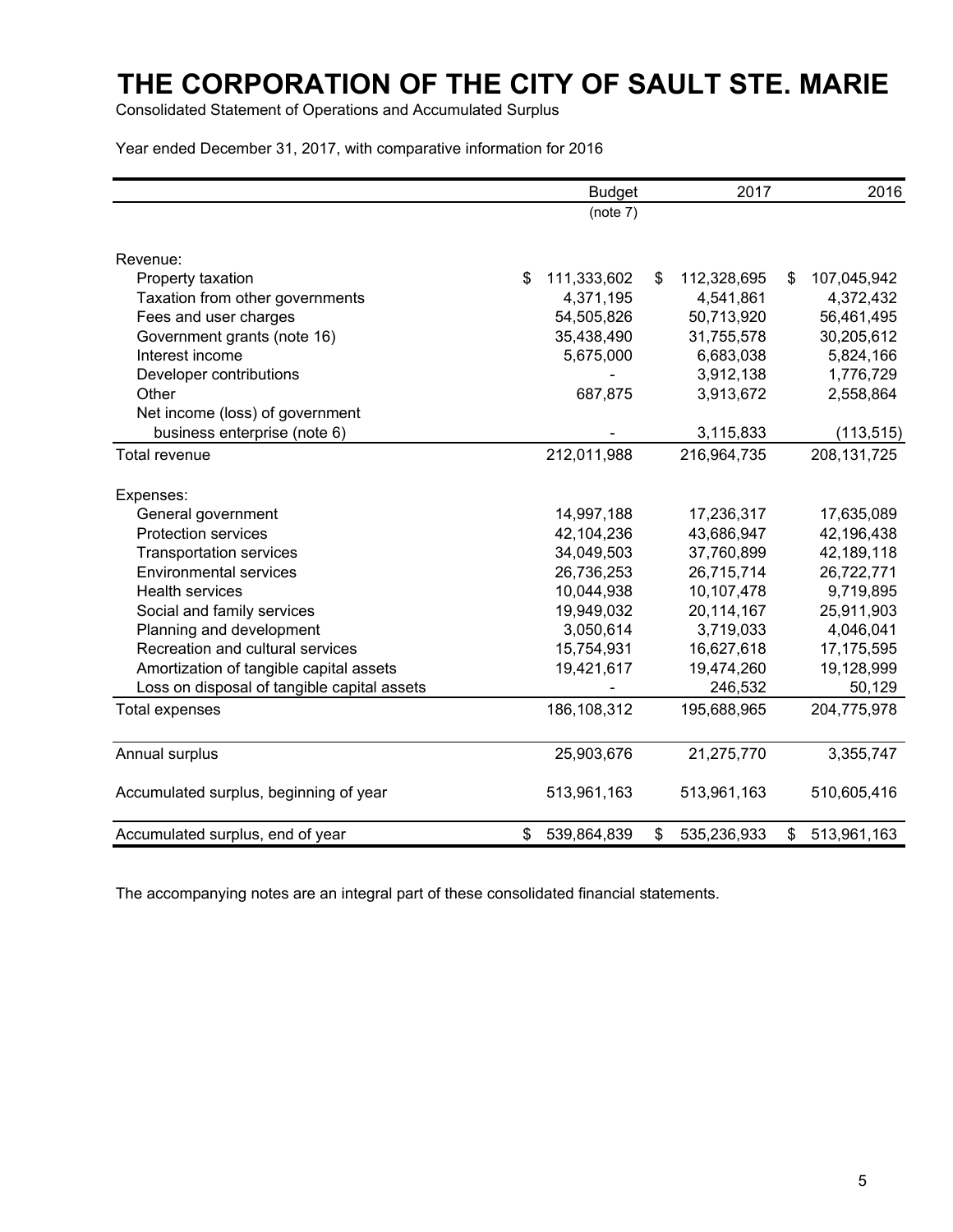# THE CORPORATION OF THE CITY OF SAULT STE. MARIE

Consolidated Statement of Operations and Accumulated Surplus

Year ended December 31, 2017, with comparative information for 2016

| | Budget (note 7) | 2017 | 2016 |
|---|---|---|---|
| Revenue: | | | |
| Property taxation | $ 111,333,602 | $ 112,328,695 | $ 107,045,942 |
| Taxation from other governments | 4,371,195 | 4,541,861 | 4,372,432 |
| Fees and user charges | 54,505,826 | 50,713,920 | 56,461,495 |
| Government grants (note 16) | 35,438,490 | 31,755,578 | 30,205,612 |
| Interest income | 5,675,000 | 6,683,038 | 5,824,166 |
| Developer contributions | - | 3,912,138 | 1,776,729 |
| Other | 687,875 | 3,913,672 | 2,558,864 |
| Net income (loss) of government business enterprise (note 6) | - | 3,115,833 | (113,515) |
| Total revenue | 212,011,988 | 216,964,735 | 208,131,725 |
| Expenses: | | | |
| General government | 14,997,188 | 17,236,317 | 17,635,089 |
| Protection services | 42,104,236 | 43,686,947 | 42,196,438 |
| Transportation services | 34,049,503 | 37,760,899 | 42,189,118 |
| Environmental services | 26,736,253 | 26,715,714 | 26,722,771 |
| Health services | 10,044,938 | 10,107,478 | 9,719,895 |
| Social and family services | 19,949,032 | 20,114,167 | 25,911,903 |
| Planning and development | 3,050,614 | 3,719,033 | 4,046,041 |
| Recreation and cultural services | 15,754,931 | 16,627,618 | 17,175,595 |
| Amortization of tangible capital assets | 19,421,617 | 19,474,260 | 19,128,999 |
| Loss on disposal of tangible capital assets | - | 246,532 | 50,129 |
| Total expenses | 186,108,312 | 195,688,965 | 204,775,978 |
| Annual surplus | 25,903,676 | 21,275,770 | 3,355,747 |
| Accumulated surplus, beginning of year | 513,961,163 | 513,961,163 | 510,605,416 |
| Accumulated surplus, end of year | $ 539,864,839 | $ 535,236,933 | $ 513,961,163 |

The accompanying notes are an integral part of these consolidated financial statements.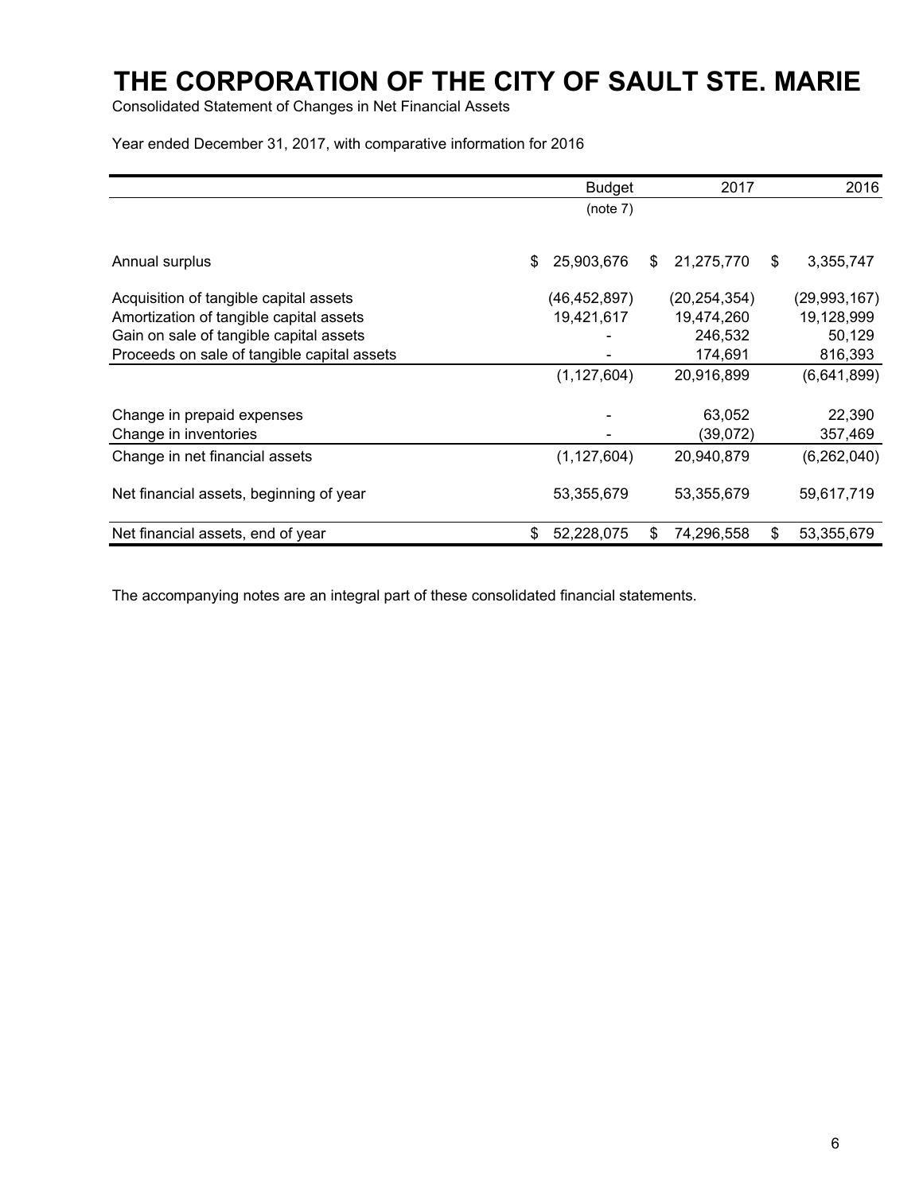# THE CORPORATION OF THE CITY OF SAULT STE. MARIE

Consolidated Statement of Changes in Net Financial Assets

Year ended December 31, 2017, with comparative information for 2016

| | Budget (note 7) | 2017 | 2016 |
|---|---|---|---|
| Annual surplus | $ 25,903,676 | $ 21,275,770 | $ 3,355,747 |
| Acquisition of tangible capital assets | (46,452,897) | (20,254,354) | (29,993,167) |
| Amortization of tangible capital assets | 19,421,617 | 19,474,260 | 19,128,999 |
| Gain on sale of tangible capital assets | - | 246,532 | 50,129 |
| Proceeds on sale of tangible capital assets | - | 174,691 | 816,393 |
| | (1,127,604) | 20,916,899 | (6,641,899) |
| Change in prepaid expenses | - | 63,052 | 22,390 |
| Change in inventories | - | (39,072) | 357,469 |
| Change in net financial assets | (1,127,604) | 20,940,879 | (6,262,040) |
| Net financial assets, beginning of year | 53,355,679 | 53,355,679 | 59,617,719 |
| Net financial assets, end of year | $ 52,228,075 | $ 74,296,558 | $ 53,355,679 |

The accompanying notes are an integral part of these consolidated financial statements.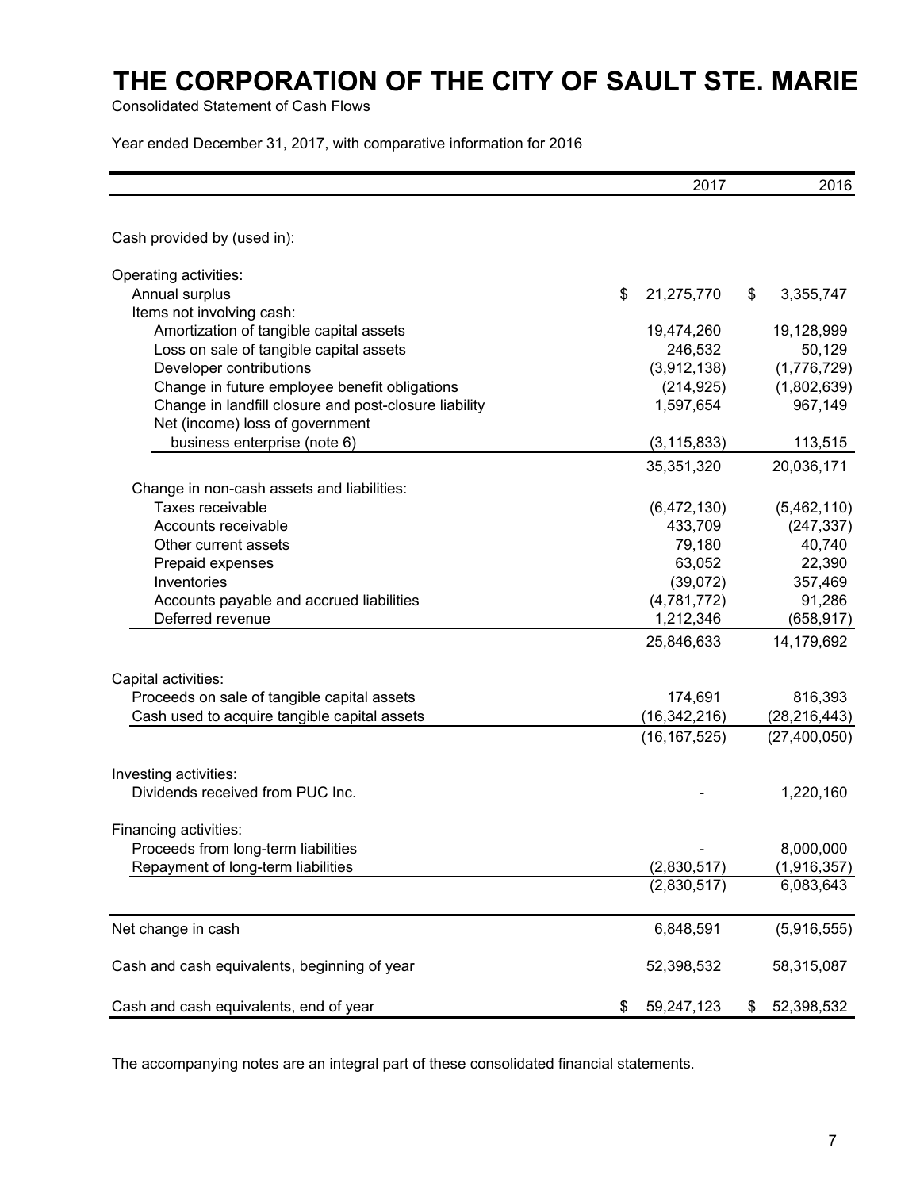# THE CORPORATION OF THE CITY OF SAULT STE. MARIE

Consolidated Statement of Cash Flows

Year ended December 31, 2017, with comparative information for 2016

| | 2017 | 2016 |
|---|---|---|
| Cash provided by (used in): | | |
| Operating activities: | | |
| Annual surplus | $ 21,275,770 | $ 3,355,747 |
| Items not involving cash: | | |
| Amortization of tangible capital assets | 19,474,260 | 19,128,999 |
| Loss on sale of tangible capital assets | 246,532 | 50,129 |
| Developer contributions | (3,912,138) | (1,776,729) |
| Change in future employee benefit obligations | (214,925) | (1,802,639) |
| Change in landfill closure and post-closure liability | 1,597,654 | 967,149 |
| Net (income) loss of government business enterprise (note 6) | (3,115,833) | 113,515 |
| | 35,351,320 | 20,036,171 |
| Change in non-cash assets and liabilities: | | |
| Taxes receivable | (6,472,130) | (5,462,110) |
| Accounts receivable | 433,709 | (247,337) |
| Other current assets | 79,180 | 40,740 |
| Prepaid expenses | 63,052 | 22,390 |
| Inventories | (39,072) | 357,469 |
| Accounts payable and accrued liabilities | (4,781,772) | 91,286 |
| Deferred revenue | 1,212,346 | (658,917) |
| | 25,846,633 | 14,179,692 |
| Capital activities: | | |
| Proceeds on sale of tangible capital assets | 174,691 | 816,393 |
| Cash used to acquire tangible capital assets | (16,342,216) | (28,216,443) |
| | (16,167,525) | (27,400,050) |
| Investing activities: | | |
| Dividends received from PUC Inc. | - | 1,220,160 |
| Financing activities: | | |
| Proceeds from long-term liabilities | - | 8,000,000 |
| Repayment of long-term liabilities | (2,830,517) | (1,916,357) |
| | (2,830,517) | 6,083,643 |
| Net change in cash | 6,848,591 | (5,916,555) |
| Cash and cash equivalents, beginning of year | 52,398,532 | 58,315,087 |
| Cash and cash equivalents, end of year | $ 59,247,123 | $ 52,398,532 |

The accompanying notes are an integral part of these consolidated financial statements.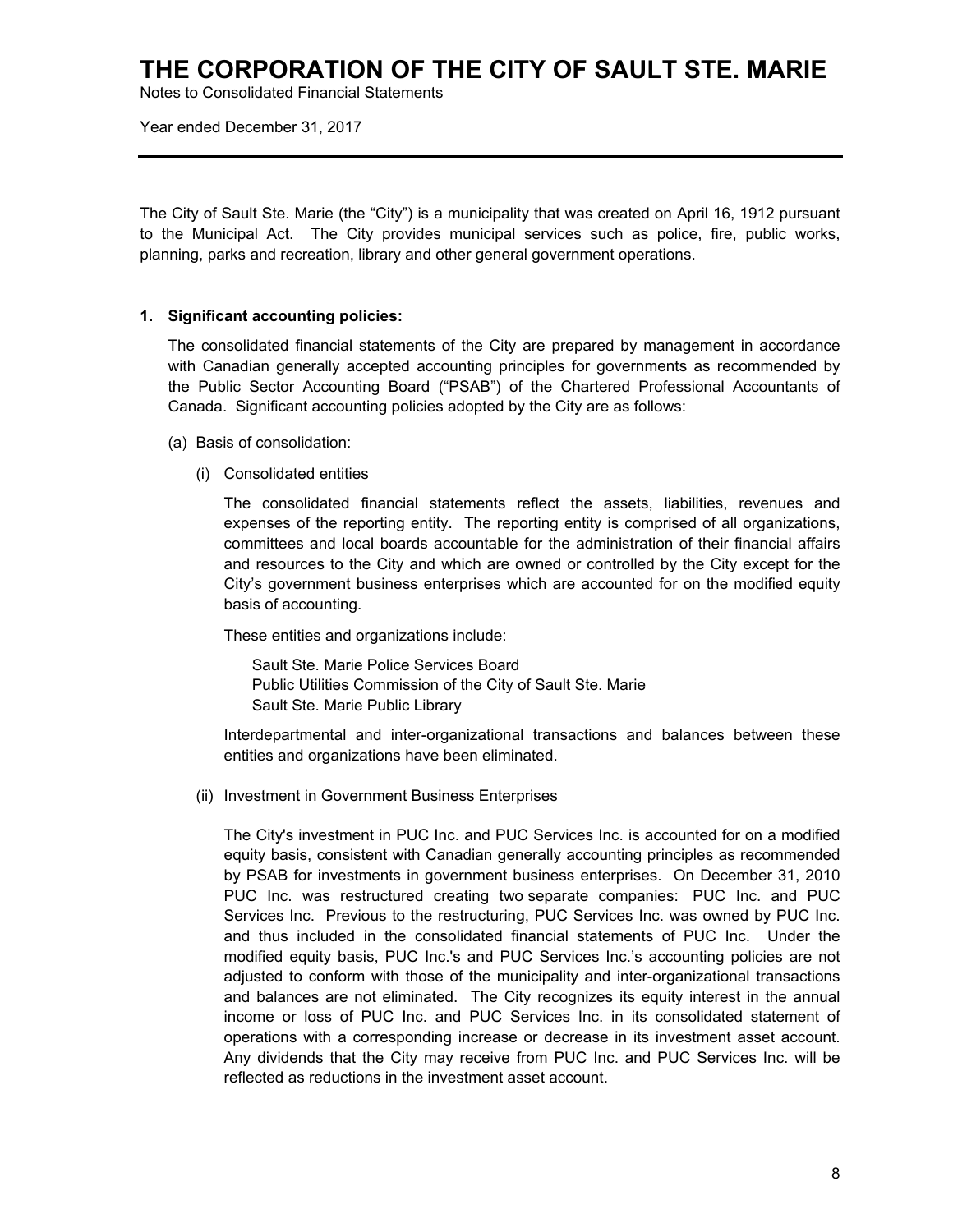# THE CORPORATION OF THE CITY OF SAULT STE. MARIE

Notes to Consolidated Financial Statements

Year ended December 31, 2017

The City of Sault Ste. Marie (the "City") is a municipality that was created on April 16, 1912 pursuant to the Municipal Act. The City provides municipal services such as police, fire, public works, planning, parks and recreation, library and other general government operations.

**1. Significant accounting policies:**

The consolidated financial statements of the City are prepared by management in accordance with Canadian generally accepted accounting principles for governments as recommended by the Public Sector Accounting Board ("PSAB") of the Chartered Professional Accountants of Canada. Significant accounting policies adopted by the City are as follows:

(a) Basis of consolidation:

(i) Consolidated entities

The consolidated financial statements reflect the assets, liabilities, revenues and expenses of the reporting entity. The reporting entity is comprised of all organizations, committees and local boards accountable for the administration of their financial affairs and resources to the City and which are owned or controlled by the City except for the City's government business enterprises which are accounted for on the modified equity basis of accounting.

These entities and organizations include:

Sault Ste. Marie Police Services Board
Public Utilities Commission of the City of Sault Ste. Marie
Sault Ste. Marie Public Library

Interdepartmental and inter-organizational transactions and balances between these entities and organizations have been eliminated.

(ii) Investment in Government Business Enterprises

The City's investment in PUC Inc. and PUC Services Inc. is accounted for on a modified equity basis, consistent with Canadian generally accounting principles as recommended by PSAB for investments in government business enterprises. On December 31, 2010 PUC Inc. was restructured creating two separate companies: PUC Inc. and PUC Services Inc. Previous to the restructuring, PUC Services Inc. was owned by PUC Inc. and thus included in the consolidated financial statements of PUC Inc. Under the modified equity basis, PUC Inc.'s and PUC Services Inc.'s accounting policies are not adjusted to conform with those of the municipality and inter-organizational transactions and balances are not eliminated. The City recognizes its equity interest in the annual income or loss of PUC Inc. and PUC Services Inc. in its consolidated statement of operations with a corresponding increase or decrease in its investment asset account. Any dividends that the City may receive from PUC Inc. and PUC Services Inc. will be reflected as reductions in the investment asset account.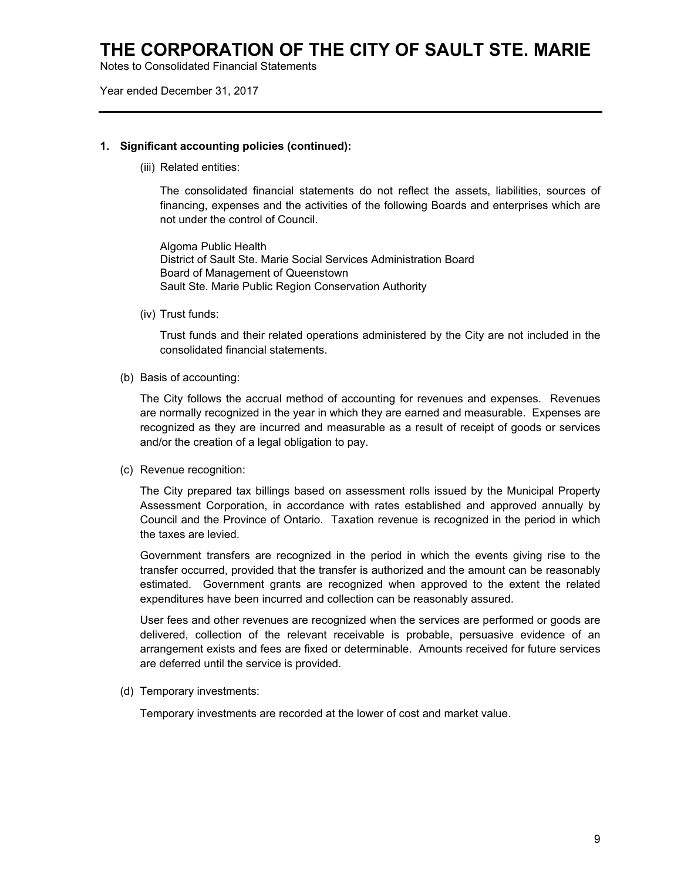# THE CORPORATION OF THE CITY OF SAULT STE. MARIE

Notes to Consolidated Financial Statements

Year ended December 31, 2017

---

**1. Significant accounting policies (continued):**

(iii) Related entities:

The consolidated financial statements do not reflect the assets, liabilities, sources of financing, expenses and the activities of the following Boards and enterprises which are not under the control of Council.

Algoma Public Health
District of Sault Ste. Marie Social Services Administration Board
Board of Management of Queenstown
Sault Ste. Marie Public Region Conservation Authority

(iv) Trust funds:

Trust funds and their related operations administered by the City are not included in the consolidated financial statements.

(b) Basis of accounting:

The City follows the accrual method of accounting for revenues and expenses. Revenues are normally recognized in the year in which they are earned and measurable. Expenses are recognized as they are incurred and measurable as a result of receipt of goods or services and/or the creation of a legal obligation to pay.

(c) Revenue recognition:

The City prepared tax billings based on assessment rolls issued by the Municipal Property Assessment Corporation, in accordance with rates established and approved annually by Council and the Province of Ontario. Taxation revenue is recognized in the period in which the taxes are levied.

Government transfers are recognized in the period in which the events giving rise to the transfer occurred, provided that the transfer is authorized and the amount can be reasonably estimated. Government grants are recognized when approved to the extent the related expenditures have been incurred and collection can be reasonably assured.

User fees and other revenues are recognized when the services are performed or goods are delivered, collection of the relevant receivable is probable, persuasive evidence of an arrangement exists and fees are fixed or determinable. Amounts received for future services are deferred until the service is provided.

(d) Temporary investments:

Temporary investments are recorded at the lower of cost and market value.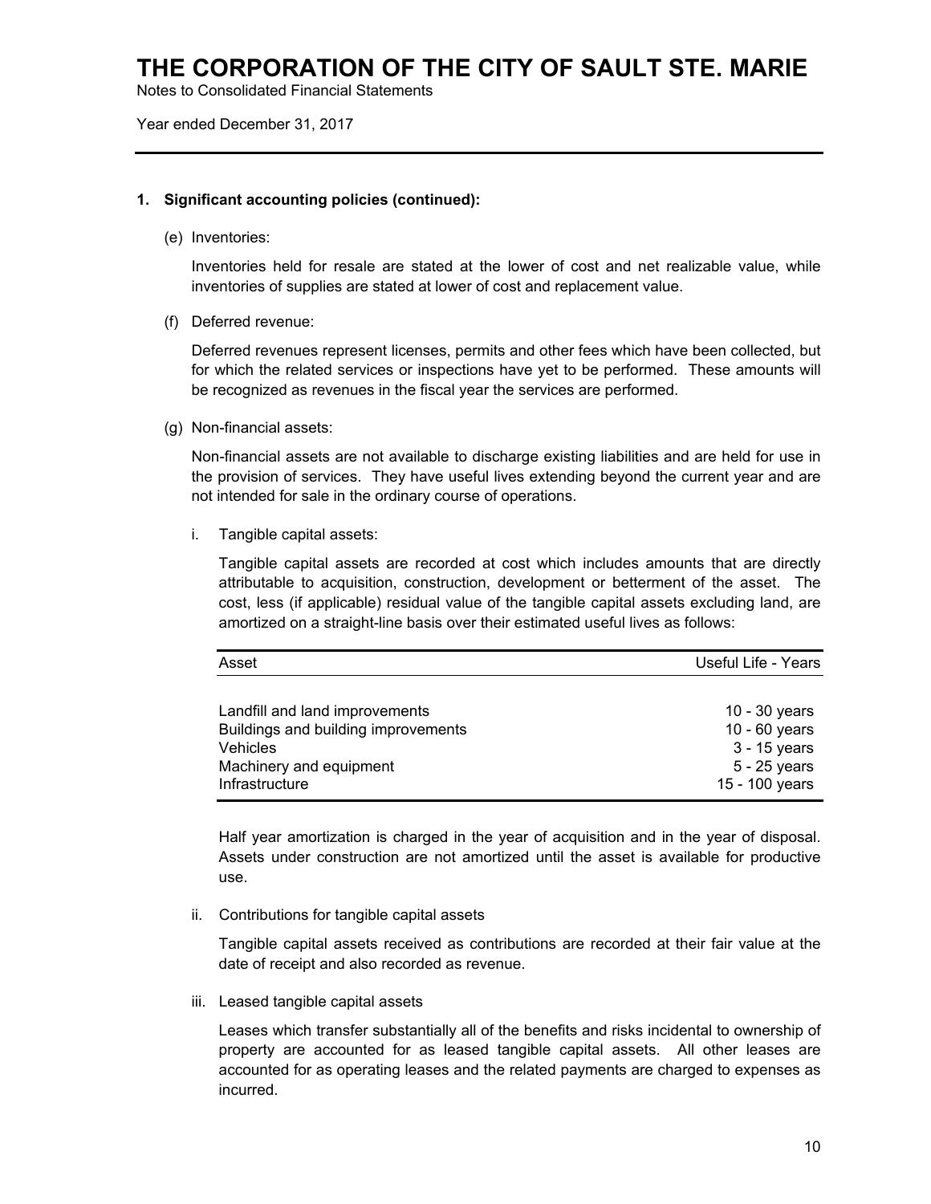# THE CORPORATION OF THE CITY OF SAULT STE. MARIE

Notes to Consolidated Financial Statements

Year ended December 31, 2017

**1. Significant accounting policies (continued):**

(e) Inventories:

Inventories held for resale are stated at the lower of cost and net realizable value, while inventories of supplies are stated at lower of cost and replacement value.

(f) Deferred revenue:

Deferred revenues represent licenses, permits and other fees which have been collected, but for which the related services or inspections have yet to be performed. These amounts will be recognized as revenues in the fiscal year the services are performed.

(g) Non-financial assets:

Non-financial assets are not available to discharge existing liabilities and are held for use in the provision of services. They have useful lives extending beyond the current year and are not intended for sale in the ordinary course of operations.

i. Tangible capital assets:

Tangible capital assets are recorded at cost which includes amounts that are directly attributable to acquisition, construction, development or betterment of the asset. The cost, less (if applicable) residual value of the tangible capital assets excluding land, are amortized on a straight-line basis over their estimated useful lives as follows:

| Asset | Useful Life - Years |
|---|---|
| Landfill and land improvements | 10 - 30 years |
| Buildings and building improvements | 10 - 60 years |
| Vehicles | 3 - 15 years |
| Machinery and equipment | 5 - 25 years |
| Infrastructure | 15 - 100 years |

Half year amortization is charged in the year of acquisition and in the year of disposal. Assets under construction are not amortized until the asset is available for productive use.

ii. Contributions for tangible capital assets

Tangible capital assets received as contributions are recorded at their fair value at the date of receipt and also recorded as revenue.

iii. Leased tangible capital assets

Leases which transfer substantially all of the benefits and risks incidental to ownership of property are accounted for as leased tangible capital assets. All other leases are accounted for as operating leases and the related payments are charged to expenses as incurred.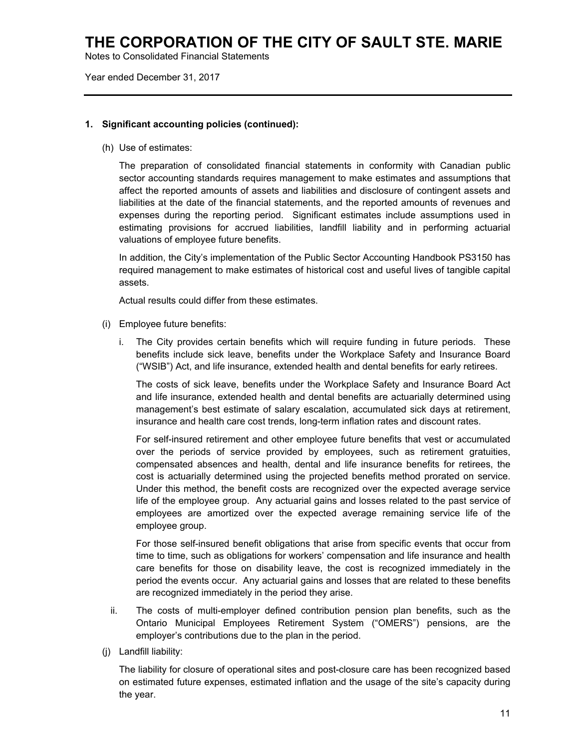# THE CORPORATION OF THE CITY OF SAULT STE. MARIE

Notes to Consolidated Financial Statements

Year ended December 31, 2017

---

**1. Significant accounting policies (continued):**

(h) Use of estimates:

The preparation of consolidated financial statements in conformity with Canadian public sector accounting standards requires management to make estimates and assumptions that affect the reported amounts of assets and liabilities and disclosure of contingent assets and liabilities at the date of the financial statements, and the reported amounts of revenues and expenses during the reporting period. Significant estimates include assumptions used in estimating provisions for accrued liabilities, landfill liability and in performing actuarial valuations of employee future benefits.

In addition, the City's implementation of the Public Sector Accounting Handbook PS3150 has required management to make estimates of historical cost and useful lives of tangible capital assets.

Actual results could differ from these estimates.

(i) Employee future benefits:

i. The City provides certain benefits which will require funding in future periods. These benefits include sick leave, benefits under the Workplace Safety and Insurance Board ("WSIB") Act, and life insurance, extended health and dental benefits for early retirees.

The costs of sick leave, benefits under the Workplace Safety and Insurance Board Act and life insurance, extended health and dental benefits are actuarially determined using management's best estimate of salary escalation, accumulated sick days at retirement, insurance and health care cost trends, long-term inflation rates and discount rates.

For self-insured retirement and other employee future benefits that vest or accumulated over the periods of service provided by employees, such as retirement gratuities, compensated absences and health, dental and life insurance benefits for retirees, the cost is actuarially determined using the projected benefits method prorated on service. Under this method, the benefit costs are recognized over the expected average service life of the employee group. Any actuarial gains and losses related to the past service of employees are amortized over the expected average remaining service life of the employee group.

For those self-insured benefit obligations that arise from specific events that occur from time to time, such as obligations for workers' compensation and life insurance and health care benefits for those on disability leave, the cost is recognized immediately in the period the events occur. Any actuarial gains and losses that are related to these benefits are recognized immediately in the period they arise.

ii. The costs of multi-employer defined contribution pension plan benefits, such as the Ontario Municipal Employees Retirement System ("OMERS") pensions, are the employer's contributions due to the plan in the period.

(j) Landfill liability:

The liability for closure of operational sites and post-closure care has been recognized based on estimated future expenses, estimated inflation and the usage of the site's capacity during the year.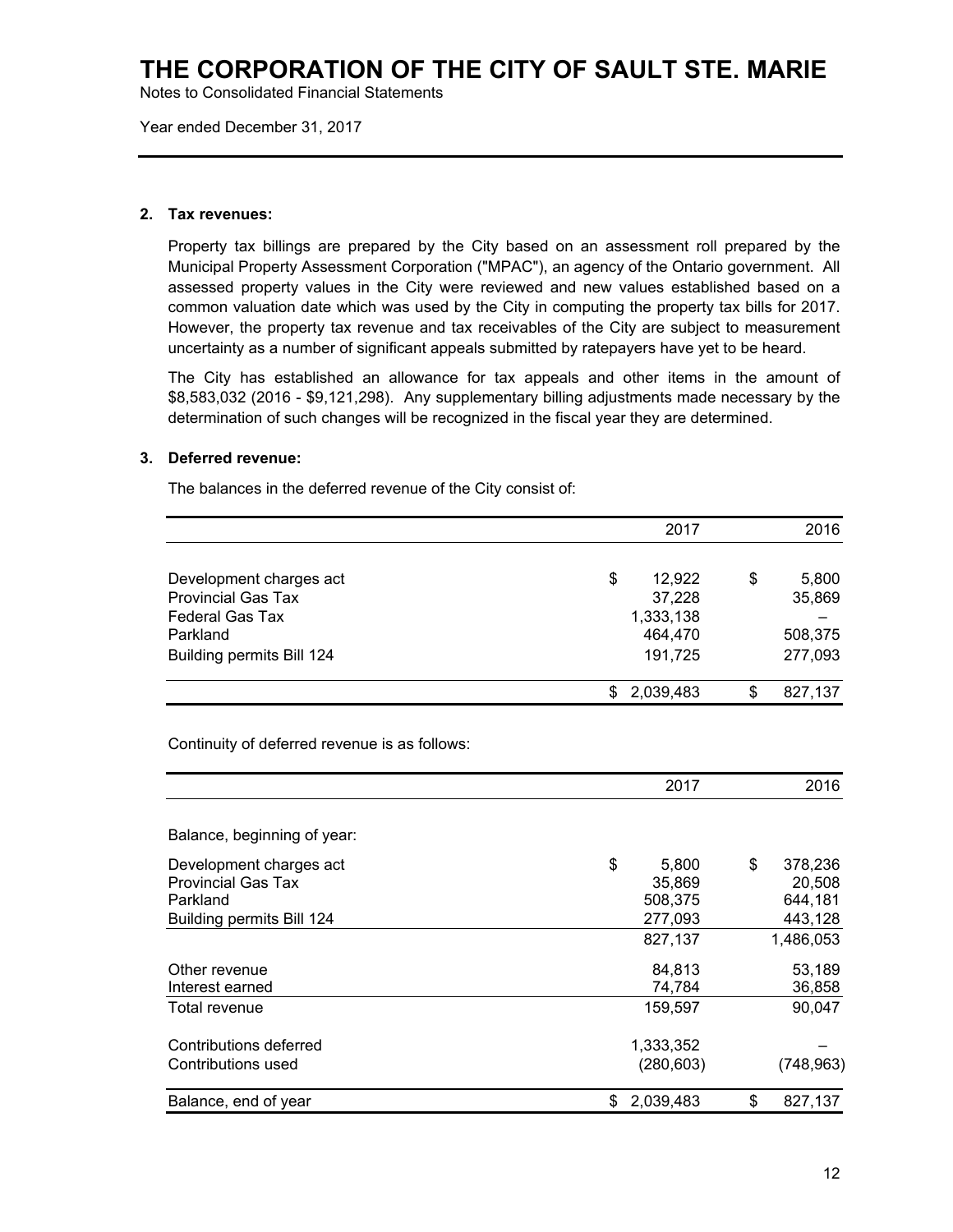## 2. Tax revenues:

Property tax billings are prepared by the City based on an assessment roll prepared by the Municipal Property Assessment Corporation ("MPAC"), an agency of the Ontario government. All assessed property values in the City were reviewed and new values established based on a common valuation date which was used by the City in computing the property tax bills for 2017. However, the property tax revenue and tax receivables of the City are subject to measurement uncertainty as a number of significant appeals submitted by ratepayers have yet to be heard.

The City has established an allowance for tax appeals and other items in the amount of $8,583,032 (2016 - $9,121,298). Any supplementary billing adjustments made necessary by the determination of such changes will be recognized in the fiscal year they are determined.

## 3. Deferred revenue:

The balances in the deferred revenue of the City consist of:

| | 2017 | 2016 |
|---|---:|---:|
| Development charges act | $ 12,922 | $ 5,800 |
| Provincial Gas Tax | 37,228 | 35,869 |
| Federal Gas Tax | 1,333,138 | – |
| Parkland | 464,470 | 508,375 |
| Building permits Bill 124 | 191,725 | 277,093 |
| | $ 2,039,483 | $ 827,137 |

Continuity of deferred revenue is as follows:

| | 2017 | 2016 |
|---|---:|---:|
| Balance, beginning of year: | | |
| Development charges act | $ 5,800 | $ 378,236 |
| Provincial Gas Tax | 35,869 | 20,508 |
| Parkland | 508,375 | 644,181 |
| Building permits Bill 124 | 277,093 | 443,128 |
| | 827,137 | 1,486,053 |
| Other revenue | 84,813 | 53,189 |
| Interest earned | 74,784 | 36,858 |
| Total revenue | 159,597 | 90,047 |
| Contributions deferred | 1,333,352 | – |
| Contributions used | (280,603) | (748,963) |
| Balance, end of year | $ 2,039,483 | $ 827,137 |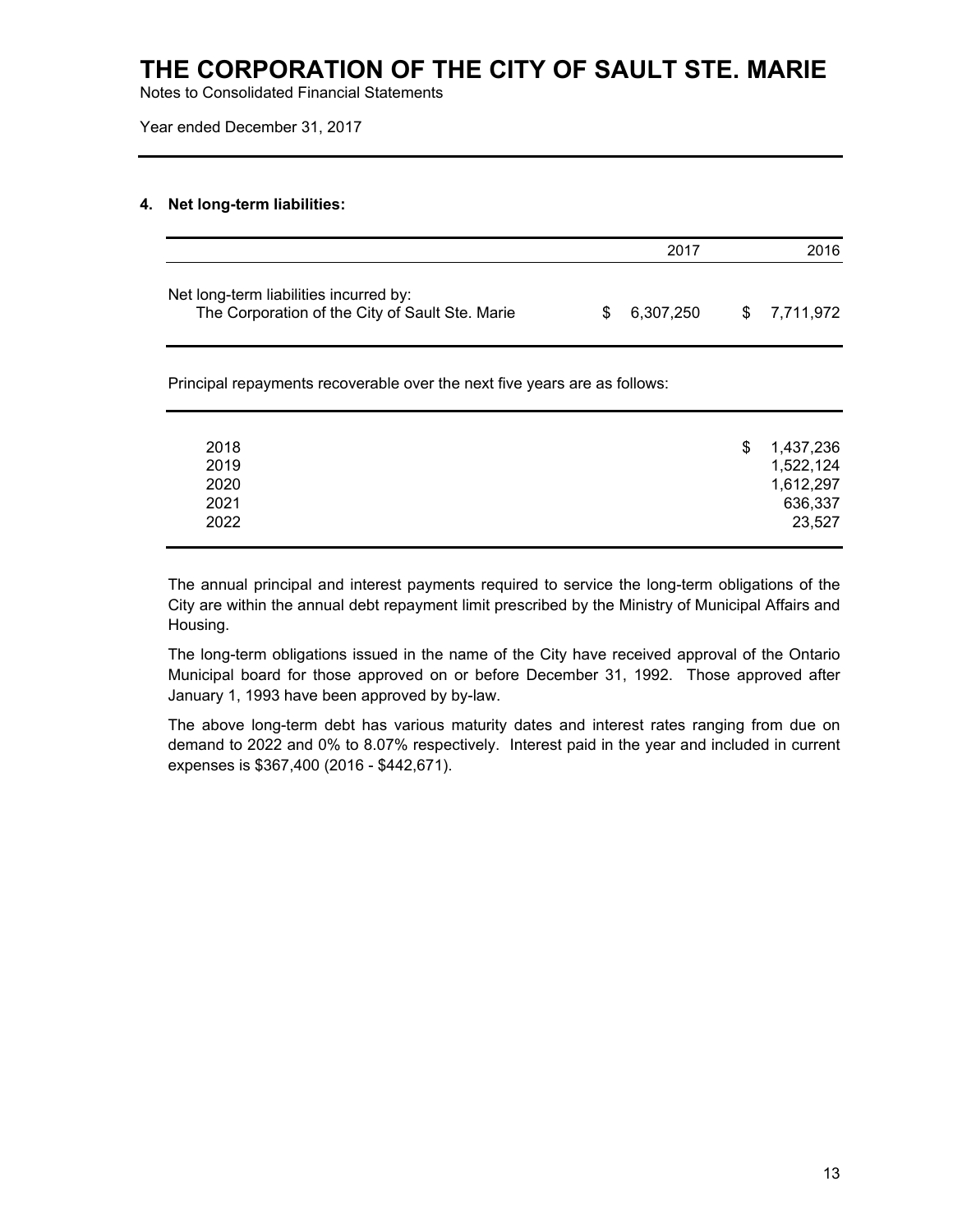# THE CORPORATION OF THE CITY OF SAULT STE. MARIE

Notes to Consolidated Financial Statements

Year ended December 31, 2017

## 4. Net long-term liabilities:

| | 2017 | 2016 |
|---|---|---|
| Net long-term liabilities incurred by: The Corporation of the City of Sault Ste. Marie | $ 6,307,250 | $ 7,711,972 |

Principal repayments recoverable over the next five years are as follows:

| | |
|---|---|
| 2018 | $ 1,437,236 |
| 2019 | 1,522,124 |
| 2020 | 1,612,297 |
| 2021 | 636,337 |
| 2022 | 23,527 |

The annual principal and interest payments required to service the long-term obligations of the City are within the annual debt repayment limit prescribed by the Ministry of Municipal Affairs and Housing.

The long-term obligations issued in the name of the City have received approval of the Ontario Municipal board for those approved on or before December 31, 1992. Those approved after January 1, 1993 have been approved by by-law.

The above long-term debt has various maturity dates and interest rates ranging from due on demand to 2022 and 0% to 8.07% respectively. Interest paid in the year and included in current expenses is $367,400 (2016 - $442,671).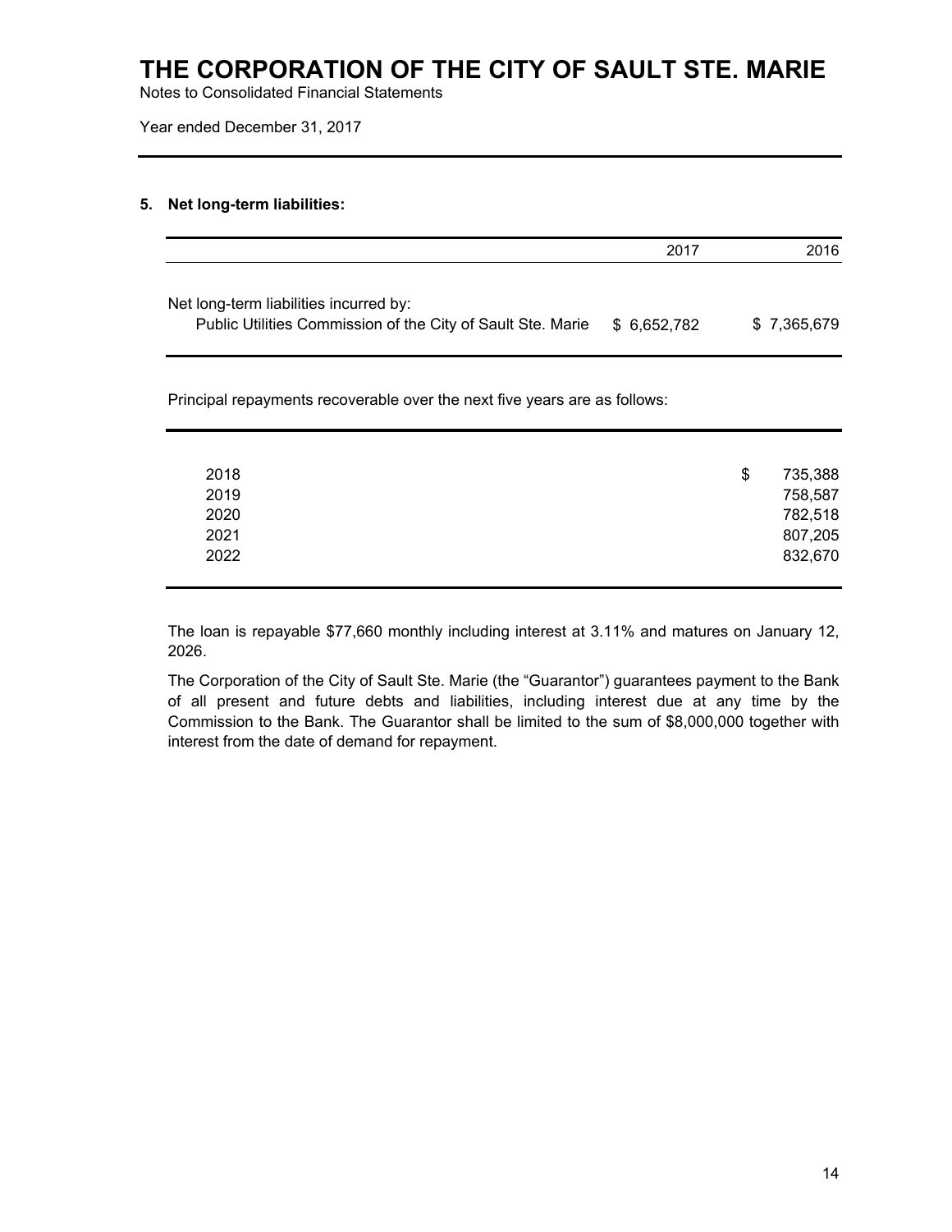# THE CORPORATION OF THE CITY OF SAULT STE. MARIE

Notes to Consolidated Financial Statements

Year ended December 31, 2017

## 5. Net long-term liabilities:

| | 2017 | 2016 |
|---|---|---|
| Net long-term liabilities incurred by: | | |
| Public Utilities Commission of the City of Sault Ste. Marie | $ 6,652,782 | $ 7,365,679 |

Principal repayments recoverable over the next five years are as follows:

| | |
|---|---|
| 2018 | $ 735,388 |
| 2019 | 758,587 |
| 2020 | 782,518 |
| 2021 | 807,205 |
| 2022 | 832,670 |

The loan is repayable $77,660 monthly including interest at 3.11% and matures on January 12, 2026.

The Corporation of the City of Sault Ste. Marie (the "Guarantor") guarantees payment to the Bank of all present and future debts and liabilities, including interest due at any time by the Commission to the Bank. The Guarantor shall be limited to the sum of $8,000,000 together with interest from the date of demand for repayment.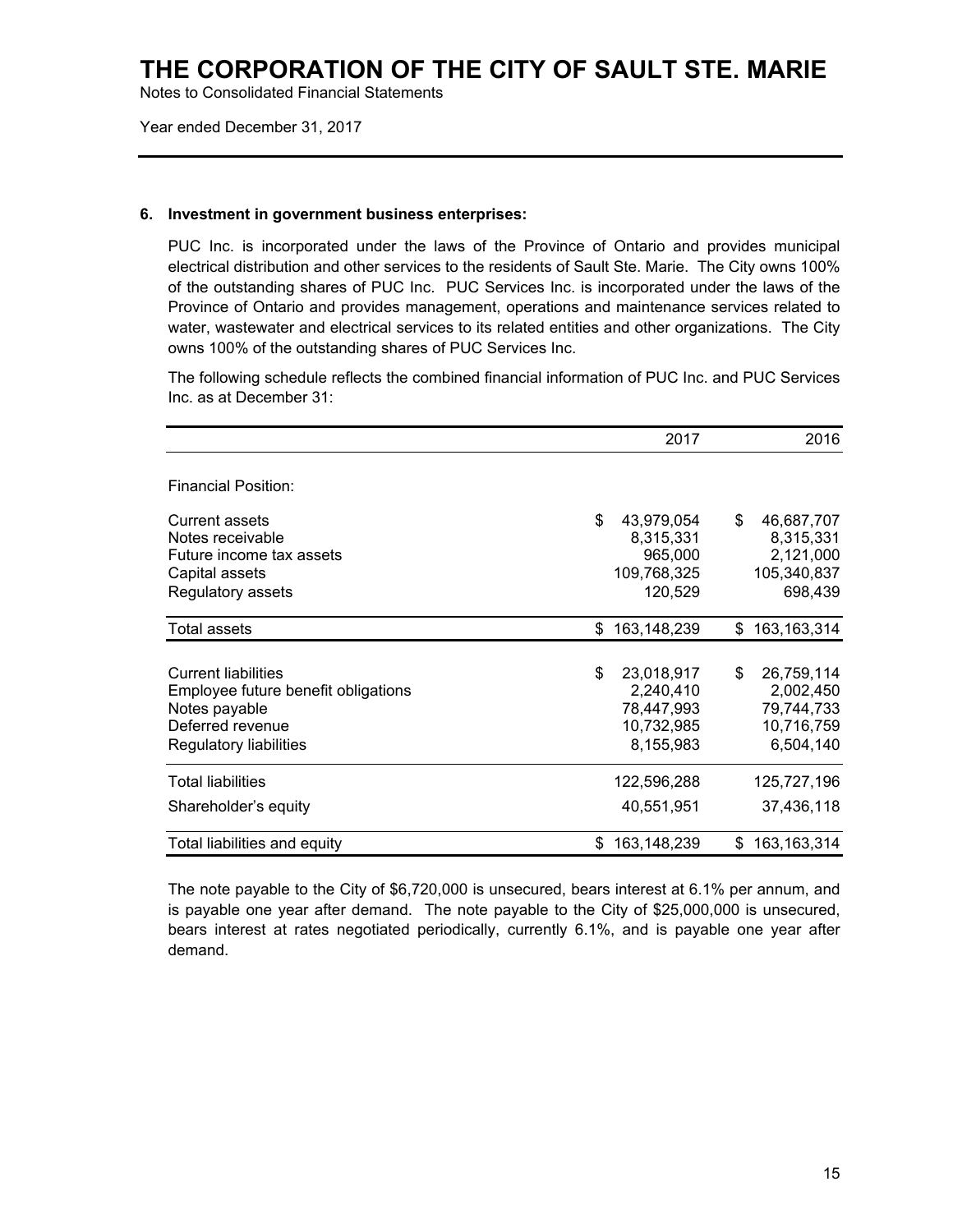# THE CORPORATION OF THE CITY OF SAULT STE. MARIE

Notes to Consolidated Financial Statements

Year ended December 31, 2017

**6. Investment in government business enterprises:**

PUC Inc. is incorporated under the laws of the Province of Ontario and provides municipal electrical distribution and other services to the residents of Sault Ste. Marie. The City owns 100% of the outstanding shares of PUC Inc. PUC Services Inc. is incorporated under the laws of the Province of Ontario and provides management, operations and maintenance services related to water, wastewater and electrical services to its related entities and other organizations. The City owns 100% of the outstanding shares of PUC Services Inc.

The following schedule reflects the combined financial information of PUC Inc. and PUC Services Inc. as at December 31:

| | 2017 | 2016 |
|---|---|---|
| Financial Position: | | |
| Current assets | $ 43,979,054 | $ 46,687,707 |
| Notes receivable | 8,315,331 | 8,315,331 |
| Future income tax assets | 965,000 | 2,121,000 |
| Capital assets | 109,768,325 | 105,340,837 |
| Regulatory assets | 120,529 | 698,439 |
| Total assets | $ 163,148,239 | $ 163,163,314 |
| Current liabilities | $ 23,018,917 | $ 26,759,114 |
| Employee future benefit obligations | 2,240,410 | 2,002,450 |
| Notes payable | 78,447,993 | 79,744,733 |
| Deferred revenue | 10,732,985 | 10,716,759 |
| Regulatory liabilities | 8,155,983 | 6,504,140 |
| Total liabilities | 122,596,288 | 125,727,196 |
| Shareholder's equity | 40,551,951 | 37,436,118 |
| Total liabilities and equity | $ 163,148,239 | $ 163,163,314 |

The note payable to the City of $6,720,000 is unsecured, bears interest at 6.1% per annum, and is payable one year after demand. The note payable to the City of $25,000,000 is unsecured, bears interest at rates negotiated periodically, currently 6.1%, and is payable one year after demand.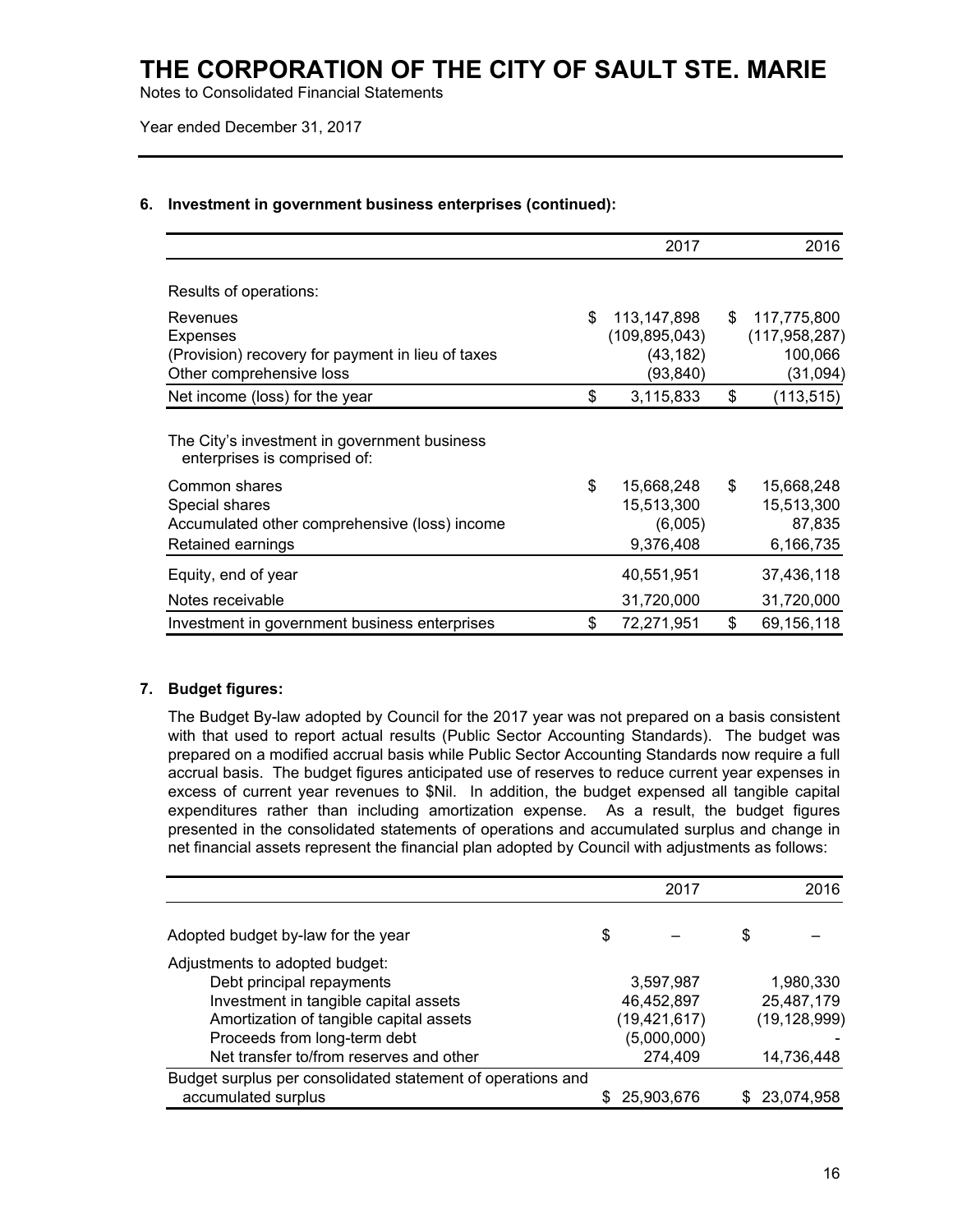## 6. Investment in government business enterprises (continued):

| | 2017 | 2016 |
|---|---|---|
| Results of operations: | | |
| Revenues | $ 113,147,898 | $ 117,775,800 |
| Expenses | (109,895,043) | (117,958,287) |
| (Provision) recovery for payment in lieu of taxes | (43,182) | 100,066 |
| Other comprehensive loss | (93,840) | (31,094) |
| Net income (loss) for the year | $ 3,115,833 | $ (113,515) |
| The City's investment in government business enterprises is comprised of: | | |
| Common shares | $ 15,668,248 | $ 15,668,248 |
| Special shares | 15,513,300 | 15,513,300 |
| Accumulated other comprehensive (loss) income | (6,005) | 87,835 |
| Retained earnings | 9,376,408 | 6,166,735 |
| Equity, end of year | 40,551,951 | 37,436,118 |
| Notes receivable | 31,720,000 | 31,720,000 |
| Investment in government business enterprises | $ 72,271,951 | $ 69,156,118 |

## 7. Budget figures:

The Budget By-law adopted by Council for the 2017 year was not prepared on a basis consistent with that used to report actual results (Public Sector Accounting Standards). The budget was prepared on a modified accrual basis while Public Sector Accounting Standards now require a full accrual basis. The budget figures anticipated use of reserves to reduce current year expenses in excess of current year revenues to $Nil. In addition, the budget expensed all tangible capital expenditures rather than including amortization expense. As a result, the budget figures presented in the consolidated statements of operations and accumulated surplus and change in net financial assets represent the financial plan adopted by Council with adjustments as follows:

| | 2017 | 2016 |
|---|---|---|
| Adopted budget by-law for the year | $ – | $ – |
| Adjustments to adopted budget: | | |
| Debt principal repayments | 3,597,987 | 1,980,330 |
| Investment in tangible capital assets | 46,452,897 | 25,487,179 |
| Amortization of tangible capital assets | (19,421,617) | (19,128,999) |
| Proceeds from long-term debt | (5,000,000) | - |
| Net transfer to/from reserves and other | 274,409 | 14,736,448 |
| Budget surplus per consolidated statement of operations and accumulated surplus | $ 25,903,676 | $ 23,074,958 |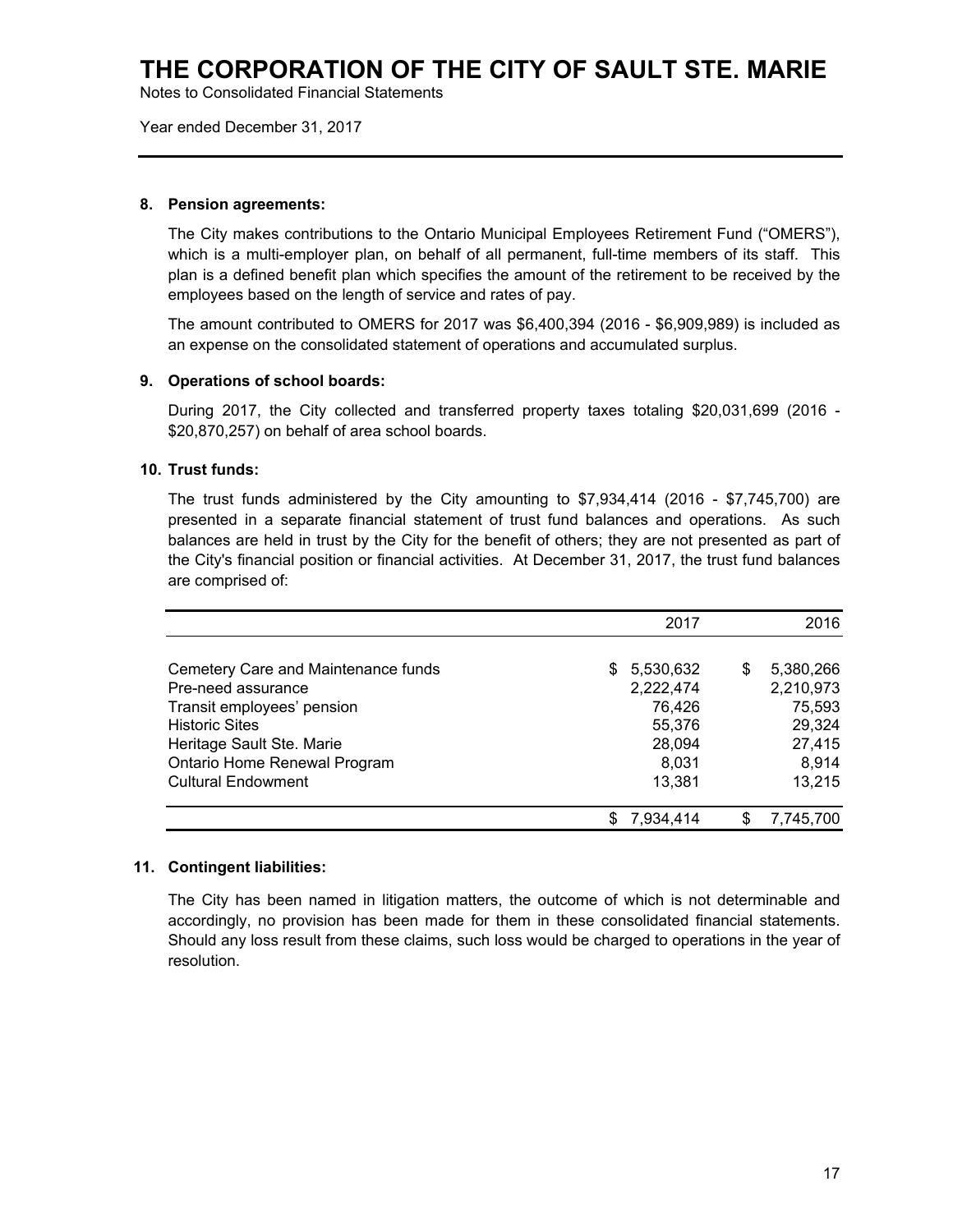# THE CORPORATION OF THE CITY OF SAULT STE. MARIE

Notes to Consolidated Financial Statements

Year ended December 31, 2017

**8. Pension agreements:**

The City makes contributions to the Ontario Municipal Employees Retirement Fund ("OMERS"), which is a multi-employer plan, on behalf of all permanent, full-time members of its staff. This plan is a defined benefit plan which specifies the amount of the retirement to be received by the employees based on the length of service and rates of pay.

The amount contributed to OMERS for 2017 was $6,400,394 (2016 - $6,909,989) is included as an expense on the consolidated statement of operations and accumulated surplus.

**9. Operations of school boards:**

During 2017, the City collected and transferred property taxes totaling $20,031,699 (2016 - $20,870,257) on behalf of area school boards.

**10. Trust funds:**

The trust funds administered by the City amounting to $7,934,414 (2016 - $7,745,700) are presented in a separate financial statement of trust fund balances and operations. As such balances are held in trust by the City for the benefit of others; they are not presented as part of the City's financial position or financial activities. At December 31, 2017, the trust fund balances are comprised of:

| | 2017 | 2016 |
|---|---|---|
| Cemetery Care and Maintenance funds | $ 5,530,632 | $ 5,380,266 |
| Pre-need assurance | 2,222,474 | 2,210,973 |
| Transit employees' pension | 76,426 | 75,593 |
| Historic Sites | 55,376 | 29,324 |
| Heritage Sault Ste. Marie | 28,094 | 27,415 |
| Ontario Home Renewal Program | 8,031 | 8,914 |
| Cultural Endowment | 13,381 | 13,215 |
| | $ 7,934,414 | $ 7,745,700 |

**11. Contingent liabilities:**

The City has been named in litigation matters, the outcome of which is not determinable and accordingly, no provision has been made for them in these consolidated financial statements. Should any loss result from these claims, such loss would be charged to operations in the year of resolution.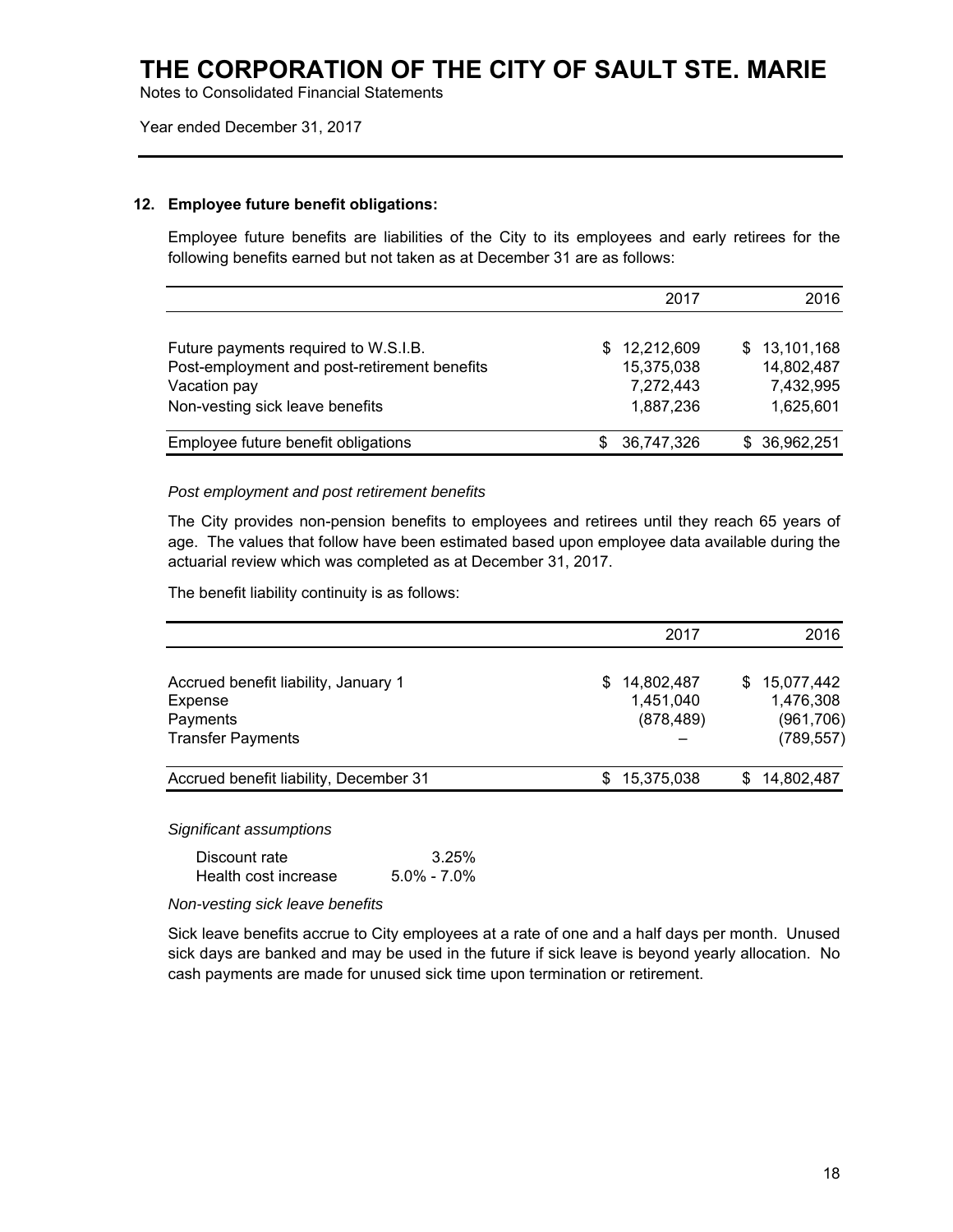## 12. Employee future benefit obligations:

Employee future benefits are liabilities of the City to its employees and early retirees for the following benefits earned but not taken as at December 31 are as follows:

| | 2017 | 2016 |
|---|---|---|
| Future payments required to W.S.I.B. | $ 12,212,609 | $ 13,101,168 |
| Post-employment and post-retirement benefits | 15,375,038 | 14,802,487 |
| Vacation pay | 7,272,443 | 7,432,995 |
| Non-vesting sick leave benefits | 1,887,236 | 1,625,601 |
| Employee future benefit obligations | $ 36,747,326 | $ 36,962,251 |

*Post employment and post retirement benefits*

The City provides non-pension benefits to employees and retirees until they reach 65 years of age. The values that follow have been estimated based upon employee data available during the actuarial review which was completed as at December 31, 2017.

The benefit liability continuity is as follows:

| | 2017 | 2016 |
|---|---|---|
| Accrued benefit liability, January 1 | $ 14,802,487 | $ 15,077,442 |
| Expense | 1,451,040 | 1,476,308 |
| Payments | (878,489) | (961,706) |
| Transfer Payments | – | (789,557) |
| Accrued benefit liability, December 31 | $ 15,375,038 | $ 14,802,487 |

*Significant assumptions*

| | |
|---|---|
| Discount rate | 3.25% |
| Health cost increase | 5.0% - 7.0% |

*Non-vesting sick leave benefits*

Sick leave benefits accrue to City employees at a rate of one and a half days per month. Unused sick days are banked and may be used in the future if sick leave is beyond yearly allocation. No cash payments are made for unused sick time upon termination or retirement.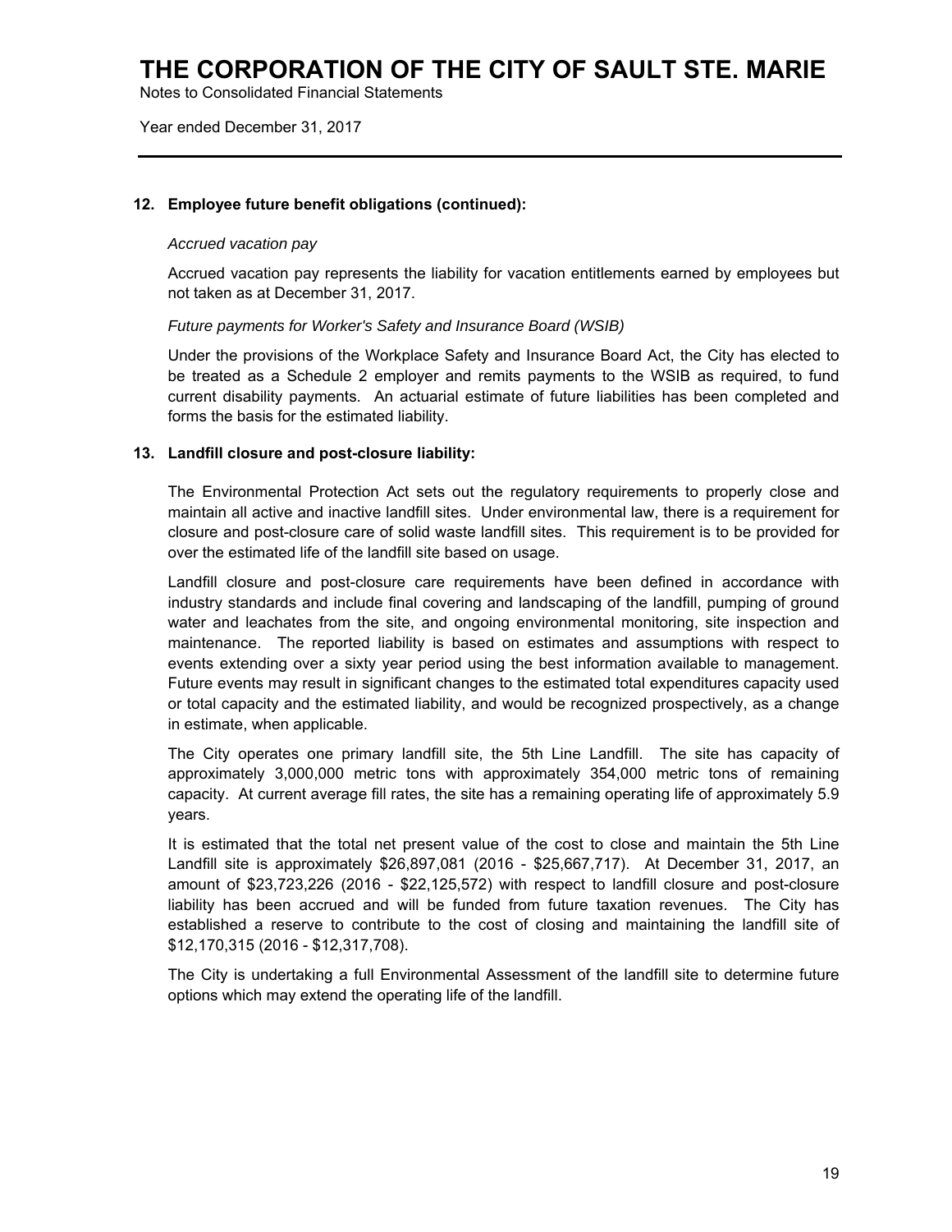## 12. Employee future benefit obligations (continued):

*Accrued vacation pay*

Accrued vacation pay represents the liability for vacation entitlements earned by employees but not taken as at December 31, 2017.

*Future payments for Worker's Safety and Insurance Board (WSIB)*

Under the provisions of the Workplace Safety and Insurance Board Act, the City has elected to be treated as a Schedule 2 employer and remits payments to the WSIB as required, to fund current disability payments. An actuarial estimate of future liabilities has been completed and forms the basis for the estimated liability.

## 13. Landfill closure and post-closure liability:

The Environmental Protection Act sets out the regulatory requirements to properly close and maintain all active and inactive landfill sites. Under environmental law, there is a requirement for closure and post-closure care of solid waste landfill sites. This requirement is to be provided for over the estimated life of the landfill site based on usage.

Landfill closure and post-closure care requirements have been defined in accordance with industry standards and include final covering and landscaping of the landfill, pumping of ground water and leachates from the site, and ongoing environmental monitoring, site inspection and maintenance. The reported liability is based on estimates and assumptions with respect to events extending over a sixty year period using the best information available to management. Future events may result in significant changes to the estimated total expenditures capacity used or total capacity and the estimated liability, and would be recognized prospectively, as a change in estimate, when applicable.

The City operates one primary landfill site, the 5th Line Landfill. The site has capacity of approximately 3,000,000 metric tons with approximately 354,000 metric tons of remaining capacity. At current average fill rates, the site has a remaining operating life of approximately 5.9 years.

It is estimated that the total net present value of the cost to close and maintain the 5th Line Landfill site is approximately $26,897,081 (2016 - $25,667,717). At December 31, 2017, an amount of $23,723,226 (2016 - $22,125,572) with respect to landfill closure and post-closure liability has been accrued and will be funded from future taxation revenues. The City has established a reserve to contribute to the cost of closing and maintaining the landfill site of $12,170,315 (2016 - $12,317,708).

The City is undertaking a full Environmental Assessment of the landfill site to determine future options which may extend the operating life of the landfill.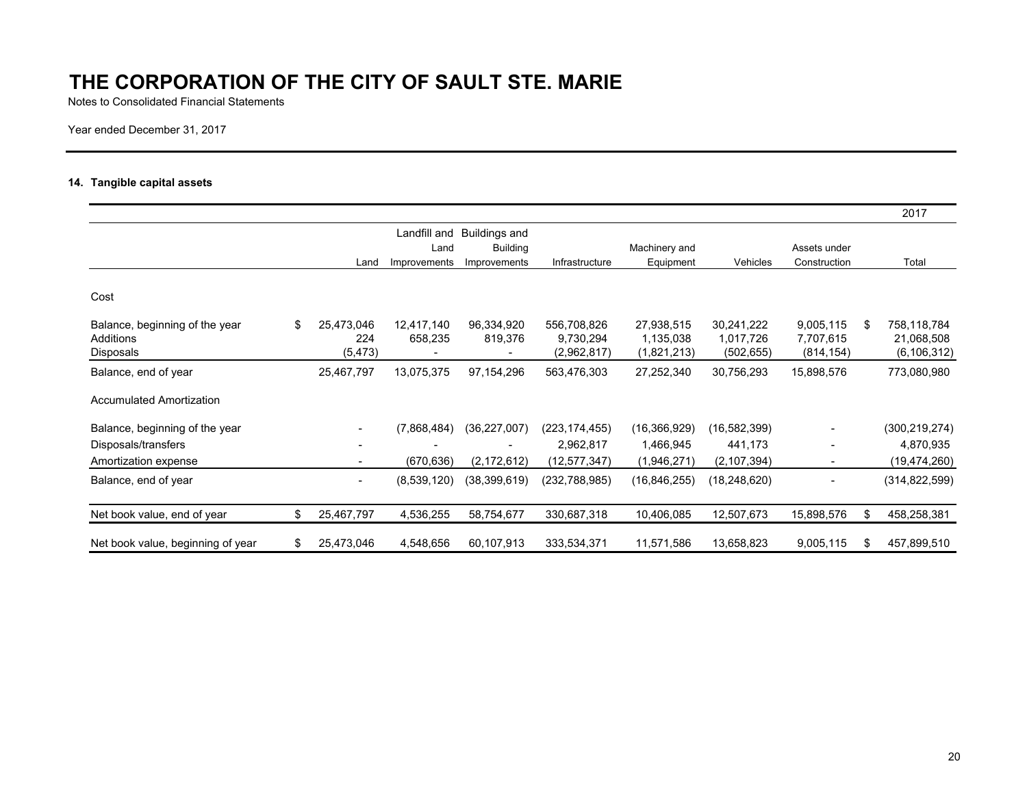# THE CORPORATION OF THE CITY OF SAULT STE. MARIE

Notes to Consolidated Financial Statements

Year ended December 31, 2017

## 14. Tangible capital assets

| | | | | | | | | 2017 |
|---|---|---|---|---|---|---|---|---|
| | Land | Landfill and Land Improvements | Buildings and Building Improvements | Infrastructure | Machinery and Equipment | Vehicles | Assets under Construction | Total |
| Cost | | | | | | | | |
| Balance, beginning of the year | $ 25,473,046 | 12,417,140 | 96,334,920 | 556,708,826 | 27,938,515 | 30,241,222 | 9,005,115 | $ 758,118,784 |
| Additions | 224 | 658,235 | 819,376 | 9,730,294 | 1,135,038 | 1,017,726 | 7,707,615 | 21,068,508 |
| Disposals | (5,473) | - | - | (2,962,817) | (1,821,213) | (502,655) | (814,154) | (6,106,312) |
| Balance, end of year | 25,467,797 | 13,075,375 | 97,154,296 | 563,476,303 | 27,252,340 | 30,756,293 | 15,898,576 | 773,080,980 |
| Accumulated Amortization | | | | | | | | |
| Balance, beginning of the year | - | (7,868,484) | (36,227,007) | (223,174,455) | (16,366,929) | (16,582,399) | - | (300,219,274) |
| Disposals/transfers | - | - | - | 2,962,817 | 1,466,945 | 441,173 | - | 4,870,935 |
| Amortization expense | - | (670,636) | (2,172,612) | (12,577,347) | (1,946,271) | (2,107,394) | - | (19,474,260) |
| Balance, end of year | - | (8,539,120) | (38,399,619) | (232,788,985) | (16,846,255) | (18,248,620) | - | (314,822,599) |
| Net book value, end of year | $ 25,467,797 | 4,536,255 | 58,754,677 | 330,687,318 | 10,406,085 | 12,507,673 | 15,898,576 | $ 458,258,381 |
| Net book value, beginning of year | $ 25,473,046 | 4,548,656 | 60,107,913 | 333,534,371 | 11,571,586 | 13,658,823 | 9,005,115 | $ 457,899,510 |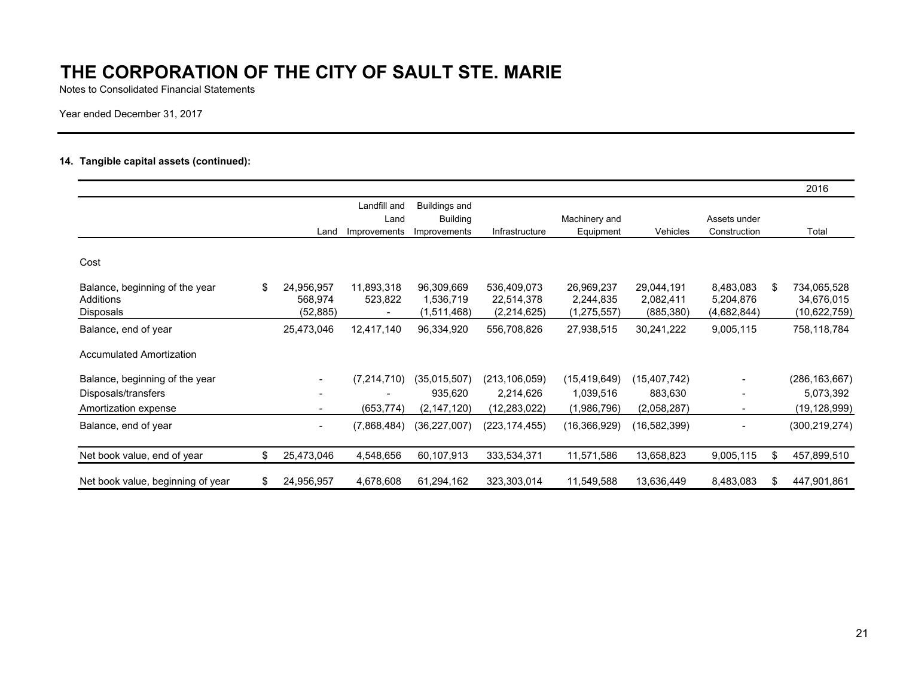# THE CORPORATION OF THE CITY OF SAULT STE. MARIE

Notes to Consolidated Financial Statements

Year ended December 31, 2017

### 14. Tangible capital assets (continued):

| | | | | | | | | 2016 |
|---|---|---|---|---|---|---|---|---|
| | Land | Landfill and Land Improvements | Buildings and Building Improvements | Infrastructure | Machinery and Equipment | Vehicles | Assets under Construction | Total |
| **Cost** | | | | | | | | |
| Balance, beginning of the year | $ 24,956,957 | 11,893,318 | 96,309,669 | 536,409,073 | 26,969,237 | 29,044,191 | 8,483,083 | $ 734,065,528 |
| Additions | 568,974 | 523,822 | 1,536,719 | 22,514,378 | 2,244,835 | 2,082,411 | 5,204,876 | 34,676,015 |
| Disposals | (52,885) | - | (1,511,468) | (2,214,625) | (1,275,557) | (885,380) | (4,682,844) | (10,622,759) |
| Balance, end of year | 25,473,046 | 12,417,140 | 96,334,920 | 556,708,826 | 27,938,515 | 30,241,222 | 9,005,115 | 758,118,784 |
| **Accumulated Amortization** | | | | | | | | |
| Balance, beginning of the year | - | (7,214,710) | (35,015,507) | (213,106,059) | (15,419,649) | (15,407,742) | - | (286,163,667) |
| Disposals/transfers | - | - | 935,620 | 2,214,626 | 1,039,516 | 883,630 | - | 5,073,392 |
| Amortization expense | - | (653,774) | (2,147,120) | (12,283,022) | (1,986,796) | (2,058,287) | - | (19,128,999) |
| Balance, end of year | - | (7,868,484) | (36,227,007) | (223,174,455) | (16,366,929) | (16,582,399) | - | (300,219,274) |
| Net book value, end of year | $ 25,473,046 | 4,548,656 | 60,107,913 | 333,534,371 | 11,571,586 | 13,658,823 | 9,005,115 | $ 457,899,510 |
| Net book value, beginning of year | $ 24,956,957 | 4,678,608 | 61,294,162 | 323,303,014 | 11,549,588 | 13,636,449 | 8,483,083 | $ 447,901,861 |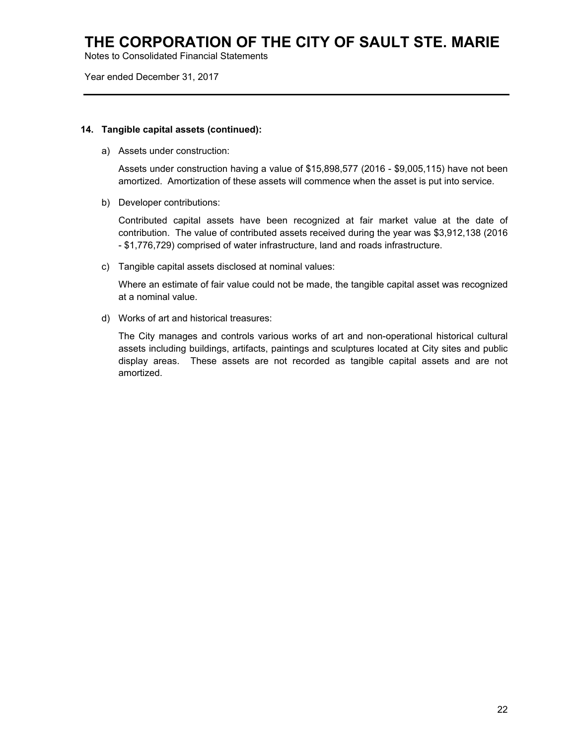**14. Tangible capital assets (continued):**

a) Assets under construction:

Assets under construction having a value of $15,898,577 (2016 - $9,005,115) have not been amortized. Amortization of these assets will commence when the asset is put into service.

b) Developer contributions:

Contributed capital assets have been recognized at fair market value at the date of contribution. The value of contributed assets received during the year was $3,912,138 (2016 - $1,776,729) comprised of water infrastructure, land and roads infrastructure.

c) Tangible capital assets disclosed at nominal values:

Where an estimate of fair value could not be made, the tangible capital asset was recognized at a nominal value.

d) Works of art and historical treasures:

The City manages and controls various works of art and non-operational historical cultural assets including buildings, artifacts, paintings and sculptures located at City sites and public display areas. These assets are not recorded as tangible capital assets and are not amortized.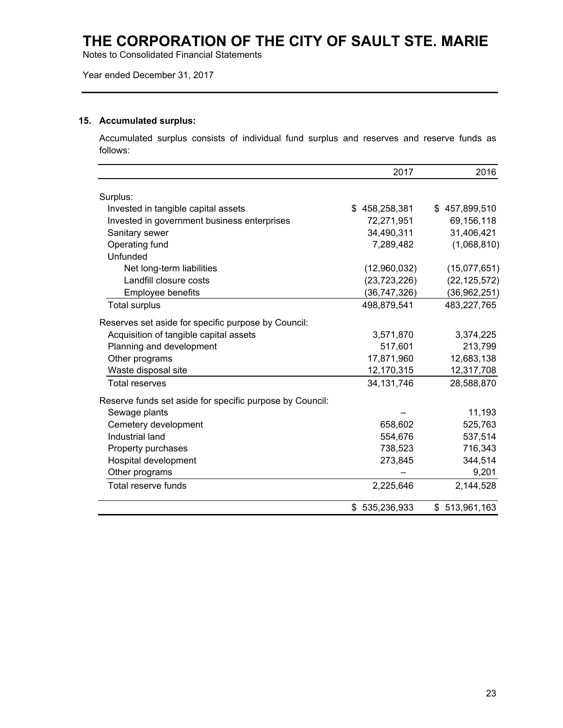# THE CORPORATION OF THE CITY OF SAULT STE. MARIE

Notes to Consolidated Financial Statements

Year ended December 31, 2017

### 15. Accumulated surplus:

Accumulated surplus consists of individual fund surplus and reserves and reserve funds as follows:

| | 2017 | 2016 |
|---|---|---|
| Surplus: | | |
| Invested in tangible capital assets | $ 458,258,381 | $ 457,899,510 |
| Invested in government business enterprises | 72,271,951 | 69,156,118 |
| Sanitary sewer | 34,490,311 | 31,406,421 |
| Operating fund | 7,289,482 | (1,068,810) |
| Unfunded | | |
| Net long-term liabilities | (12,960,032) | (15,077,651) |
| Landfill closure costs | (23,723,226) | (22,125,572) |
| Employee benefits | (36,747,326) | (36,962,251) |
| Total surplus | 498,879,541 | 483,227,765 |
| Reserves set aside for specific purpose by Council: | | |
| Acquisition of tangible capital assets | 3,571,870 | 3,374,225 |
| Planning and development | 517,601 | 213,799 |
| Other programs | 17,871,960 | 12,683,138 |
| Waste disposal site | 12,170,315 | 12,317,708 |
| Total reserves | 34,131,746 | 28,588,870 |
| Reserve funds set aside for specific purpose by Council: | | |
| Sewage plants | – | 11,193 |
| Cemetery development | 658,602 | 525,763 |
| Industrial land | 554,676 | 537,514 |
| Property purchases | 738,523 | 716,343 |
| Hospital development | 273,845 | 344,514 |
| Other programs | – | 9,201 |
| Total reserve funds | 2,225,646 | 2,144,528 |
| | $ 535,236,933 | $ 513,961,163 |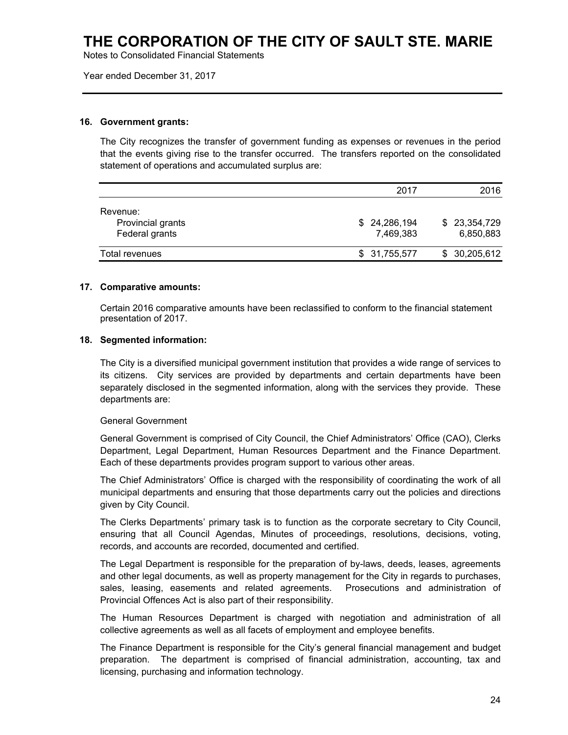# THE CORPORATION OF THE CITY OF SAULT STE. MARIE

Notes to Consolidated Financial Statements

Year ended December 31, 2017

## 16. Government grants:

The City recognizes the transfer of government funding as expenses or revenues in the period that the events giving rise to the transfer occurred. The transfers reported on the consolidated statement of operations and accumulated surplus are:

| | 2017 | 2016 |
|---|---|---|
| Revenue: | | |
| Provincial grants | $ 24,286,194 | $ 23,354,729 |
| Federal grants | 7,469,383 | 6,850,883 |
| Total revenues | $ 31,755,577 | $ 30,205,612 |

## 17. Comparative amounts:

Certain 2016 comparative amounts have been reclassified to conform to the financial statement presentation of 2017.

## 18. Segmented information:

The City is a diversified municipal government institution that provides a wide range of services to its citizens. City services are provided by departments and certain departments have been separately disclosed in the segmented information, along with the services they provide. These departments are:

General Government

General Government is comprised of City Council, the Chief Administrators' Office (CAO), Clerks Department, Legal Department, Human Resources Department and the Finance Department. Each of these departments provides program support to various other areas.

The Chief Administrators' Office is charged with the responsibility of coordinating the work of all municipal departments and ensuring that those departments carry out the policies and directions given by City Council.

The Clerks Departments' primary task is to function as the corporate secretary to City Council, ensuring that all Council Agendas, Minutes of proceedings, resolutions, decisions, voting, records, and accounts are recorded, documented and certified.

The Legal Department is responsible for the preparation of by-laws, deeds, leases, agreements and other legal documents, as well as property management for the City in regards to purchases, sales, leasing, easements and related agreements. Prosecutions and administration of Provincial Offences Act is also part of their responsibility.

The Human Resources Department is charged with negotiation and administration of all collective agreements as well as all facets of employment and employee benefits.

The Finance Department is responsible for the City's general financial management and budget preparation. The department is comprised of financial administration, accounting, tax and licensing, purchasing and information technology.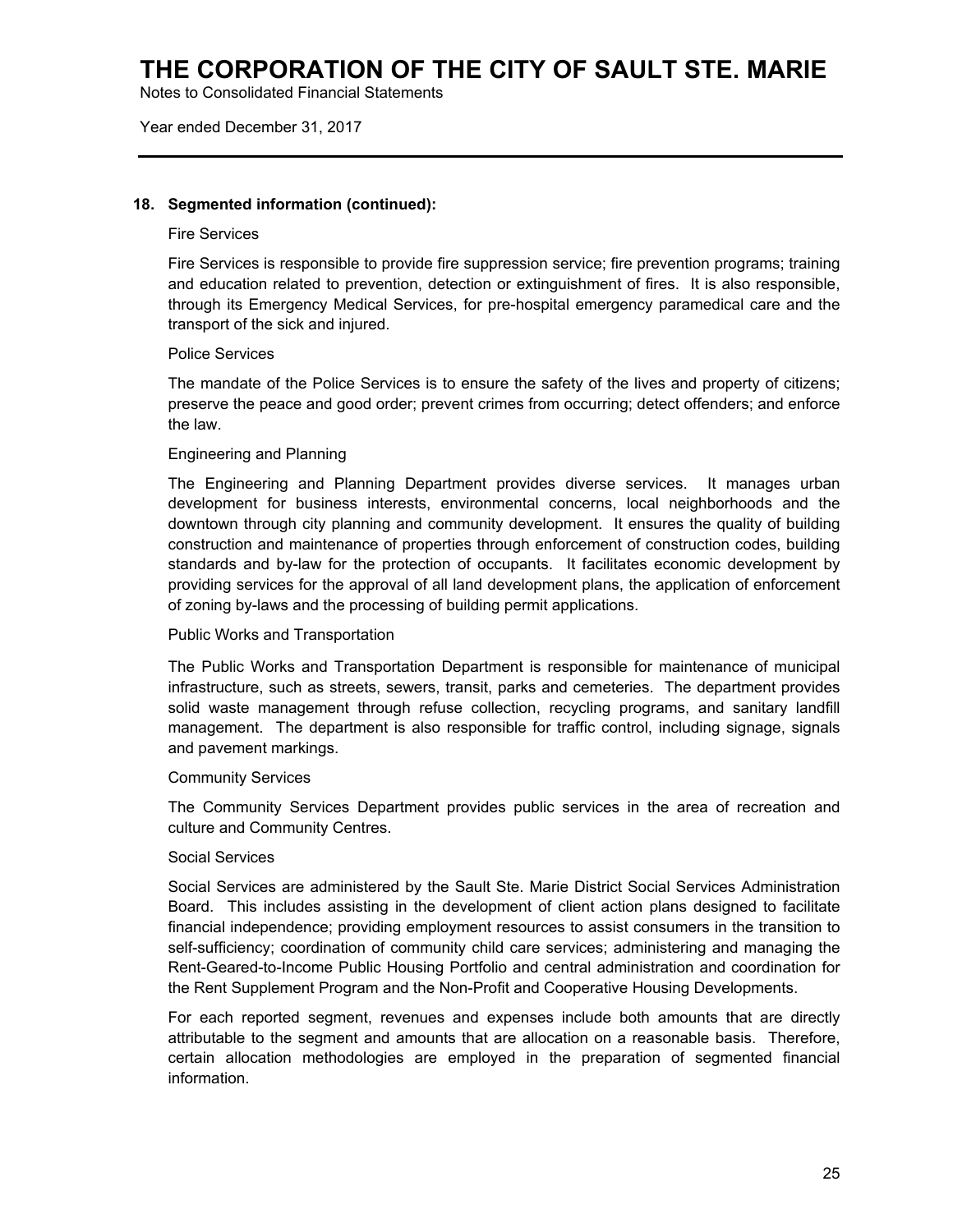### 18. Segmented information (continued):

Fire Services

Fire Services is responsible to provide fire suppression service; fire prevention programs; training and education related to prevention, detection or extinguishment of fires. It is also responsible, through its Emergency Medical Services, for pre-hospital emergency paramedical care and the transport of the sick and injured.

Police Services

The mandate of the Police Services is to ensure the safety of the lives and property of citizens; preserve the peace and good order; prevent crimes from occurring; detect offenders; and enforce the law.

Engineering and Planning

The Engineering and Planning Department provides diverse services. It manages urban development for business interests, environmental concerns, local neighborhoods and the downtown through city planning and community development. It ensures the quality of building construction and maintenance of properties through enforcement of construction codes, building standards and by-law for the protection of occupants. It facilitates economic development by providing services for the approval of all land development plans, the application of enforcement of zoning by-laws and the processing of building permit applications.

Public Works and Transportation

The Public Works and Transportation Department is responsible for maintenance of municipal infrastructure, such as streets, sewers, transit, parks and cemeteries. The department provides solid waste management through refuse collection, recycling programs, and sanitary landfill management. The department is also responsible for traffic control, including signage, signals and pavement markings.

Community Services

The Community Services Department provides public services in the area of recreation and culture and Community Centres.

Social Services

Social Services are administered by the Sault Ste. Marie District Social Services Administration Board. This includes assisting in the development of client action plans designed to facilitate financial independence; providing employment resources to assist consumers in the transition to self-sufficiency; coordination of community child care services; administering and managing the Rent-Geared-to-Income Public Housing Portfolio and central administration and coordination for the Rent Supplement Program and the Non-Profit and Cooperative Housing Developments.

For each reported segment, revenues and expenses include both amounts that are directly attributable to the segment and amounts that are allocation on a reasonable basis. Therefore, certain allocation methodologies are employed in the preparation of segmented financial information.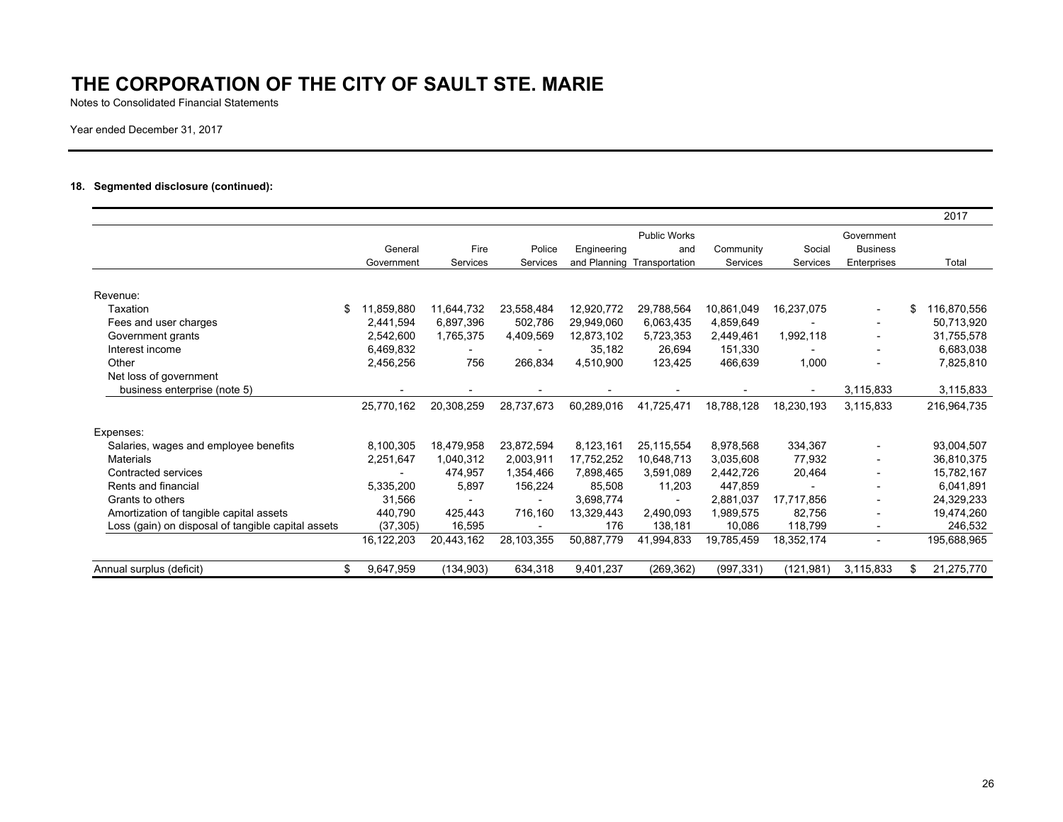# THE CORPORATION OF THE CITY OF SAULT STE. MARIE

Notes to Consolidated Financial Statements

Year ended December 31, 2017

### 18. Segmented disclosure (continued):

| 2017 | General Government | Fire Services | Police Services | Engineering and Planning | Public Works and Transportation | Community Services | Social Services | Government Business Enterprises | Total |
|---|---|---|---|---|---|---|---|---|---|
| Revenue: | | | | | | | | | |
| Taxation | $ 11,859,880 | 11,644,732 | 23,558,484 | 12,920,772 | 29,788,564 | 10,861,049 | 16,237,075 | - | $ 116,870,556 |
| Fees and user charges | 2,441,594 | 6,897,396 | 502,786 | 29,949,060 | 6,063,435 | 4,859,649 | - | - | 50,713,920 |
| Government grants | 2,542,600 | 1,765,375 | 4,409,569 | 12,873,102 | 5,723,353 | 2,449,461 | 1,992,118 | - | 31,755,578 |
| Interest income | 6,469,832 | - | - | 35,182 | 26,694 | 151,330 | - | - | 6,683,038 |
| Other | 2,456,256 | 756 | 266,834 | 4,510,900 | 123,425 | 466,639 | 1,000 | - | 7,825,810 |
| Net loss of government business enterprise (note 5) | - | - | - | - | - | - | - | 3,115,833 | 3,115,833 |
| | 25,770,162 | 20,308,259 | 28,737,673 | 60,289,016 | 41,725,471 | 18,788,128 | 18,230,193 | 3,115,833 | 216,964,735 |
| Expenses: | | | | | | | | | |
| Salaries, wages and employee benefits | 8,100,305 | 18,479,958 | 23,872,594 | 8,123,161 | 25,115,554 | 8,978,568 | 334,367 | - | 93,004,507 |
| Materials | 2,251,647 | 1,040,312 | 2,003,911 | 17,752,252 | 10,648,713 | 3,035,608 | 77,932 | - | 36,810,375 |
| Contracted services | - | 474,957 | 1,354,466 | 7,898,465 | 3,591,089 | 2,442,726 | 20,464 | - | 15,782,167 |
| Rents and financial | 5,335,200 | 5,897 | 156,224 | 85,508 | 11,203 | 447,859 | - | - | 6,041,891 |
| Grants to others | 31,566 | - | - | 3,698,774 | - | 2,881,037 | 17,717,856 | - | 24,329,233 |
| Amortization of tangible capital assets | 440,790 | 425,443 | 716,160 | 13,329,443 | 2,490,093 | 1,989,575 | 82,756 | - | 19,474,260 |
| Loss (gain) on disposal of tangible capital assets | (37,305) | 16,595 | - | 176 | 138,181 | 10,086 | 118,799 | - | 246,532 |
| | 16,122,203 | 20,443,162 | 28,103,355 | 50,887,779 | 41,994,833 | 19,785,459 | 18,352,174 | - | 195,688,965 |
| Annual surplus (deficit) | $ 9,647,959 | (134,903) | 634,318 | 9,401,237 | (269,362) | (997,331) | (121,981) | 3,115,833 | $ 21,275,770 |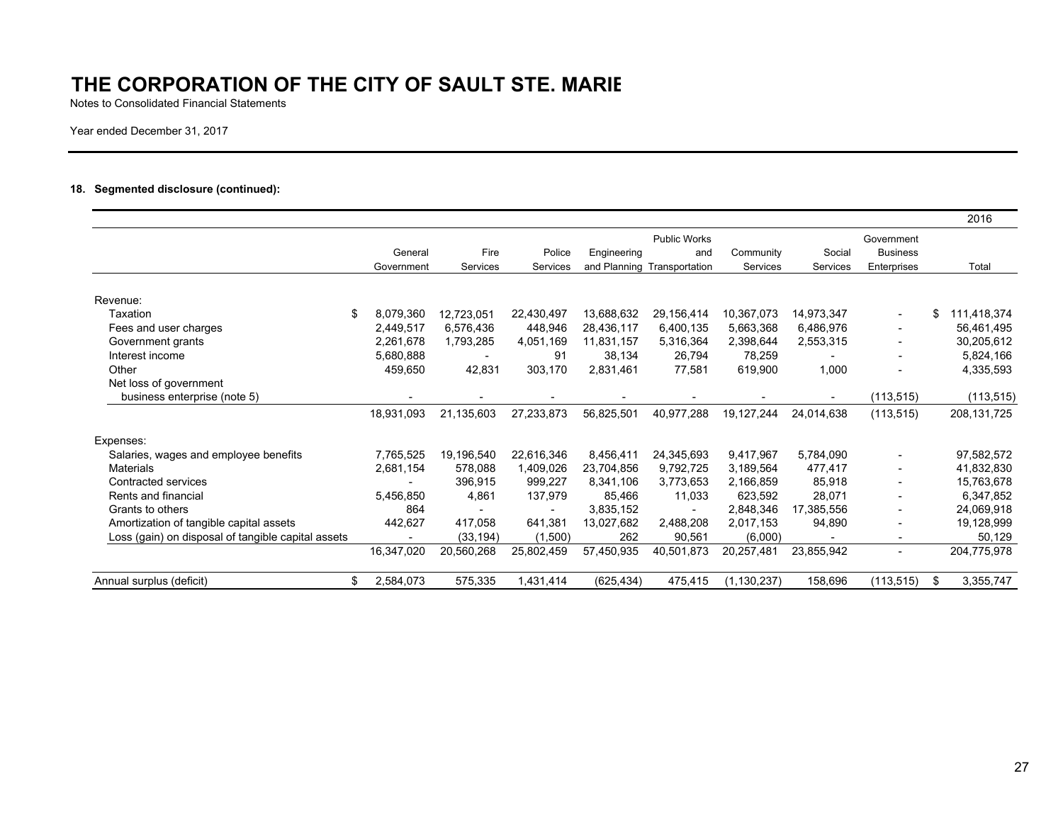# THE CORPORATION OF THE CITY OF SAULT STE. MARIE

Notes to Consolidated Financial Statements

Year ended December 31, 2017

### 18. Segmented disclosure (continued):

| | | | | | | | | | 2016 |
|---|---|---|---|---|---|---|---|---|---|
| | General Government | Fire Services | Police Services | Engineering and Planning | Public Works and Transportation | Community Services | Social Services | Government Business Enterprises | Total |
| Revenue: | | | | | | | | | |
| Taxation | $ 8,079,360 | 12,723,051 | 22,430,497 | 13,688,632 | 29,156,414 | 10,367,073 | 14,973,347 | - | $ 111,418,374 |
| Fees and user charges | 2,449,517 | 6,576,436 | 448,946 | 28,436,117 | 6,400,135 | 5,663,368 | 6,486,976 | - | 56,461,495 |
| Government grants | 2,261,678 | 1,793,285 | 4,051,169 | 11,831,157 | 5,316,364 | 2,398,644 | 2,553,315 | - | 30,205,612 |
| Interest income | 5,680,888 | - | 91 | 38,134 | 26,794 | 78,259 | - | - | 5,824,166 |
| Other | 459,650 | 42,831 | 303,170 | 2,831,461 | 77,581 | 619,900 | 1,000 | - | 4,335,593 |
| Net loss of government business enterprise (note 5) | - | - | - | - | - | - | - | (113,515) | (113,515) |
| | 18,931,093 | 21,135,603 | 27,233,873 | 56,825,501 | 40,977,288 | 19,127,244 | 24,014,638 | (113,515) | 208,131,725 |
| Expenses: | | | | | | | | | |
| Salaries, wages and employee benefits | 7,765,525 | 19,196,540 | 22,616,346 | 8,456,411 | 24,345,693 | 9,417,967 | 5,784,090 | - | 97,582,572 |
| Materials | 2,681,154 | 578,088 | 1,409,026 | 23,704,856 | 9,792,725 | 3,189,564 | 477,417 | - | 41,832,830 |
| Contracted services | - | 396,915 | 999,227 | 8,341,106 | 3,773,653 | 2,166,859 | 85,918 | - | 15,763,678 |
| Rents and financial | 5,456,850 | 4,861 | 137,979 | 85,466 | 11,033 | 623,592 | 28,071 | - | 6,347,852 |
| Grants to others | 864 | - | - | 3,835,152 | - | 2,848,346 | 17,385,556 | - | 24,069,918 |
| Amortization of tangible capital assets | 442,627 | 417,058 | 641,381 | 13,027,682 | 2,488,208 | 2,017,153 | 94,890 | - | 19,128,999 |
| Loss (gain) on disposal of tangible capital assets | - | (33,194) | (1,500) | 262 | 90,561 | (6,000) | - | - | 50,129 |
| | 16,347,020 | 20,560,268 | 25,802,459 | 57,450,935 | 40,501,873 | 20,257,481 | 23,855,942 | - | 204,775,978 |
| Annual surplus (deficit) | $ 2,584,073 | 575,335 | 1,431,414 | (625,434) | 475,415 | (1,130,237) | 158,696 | (113,515) | $ 3,355,747 |